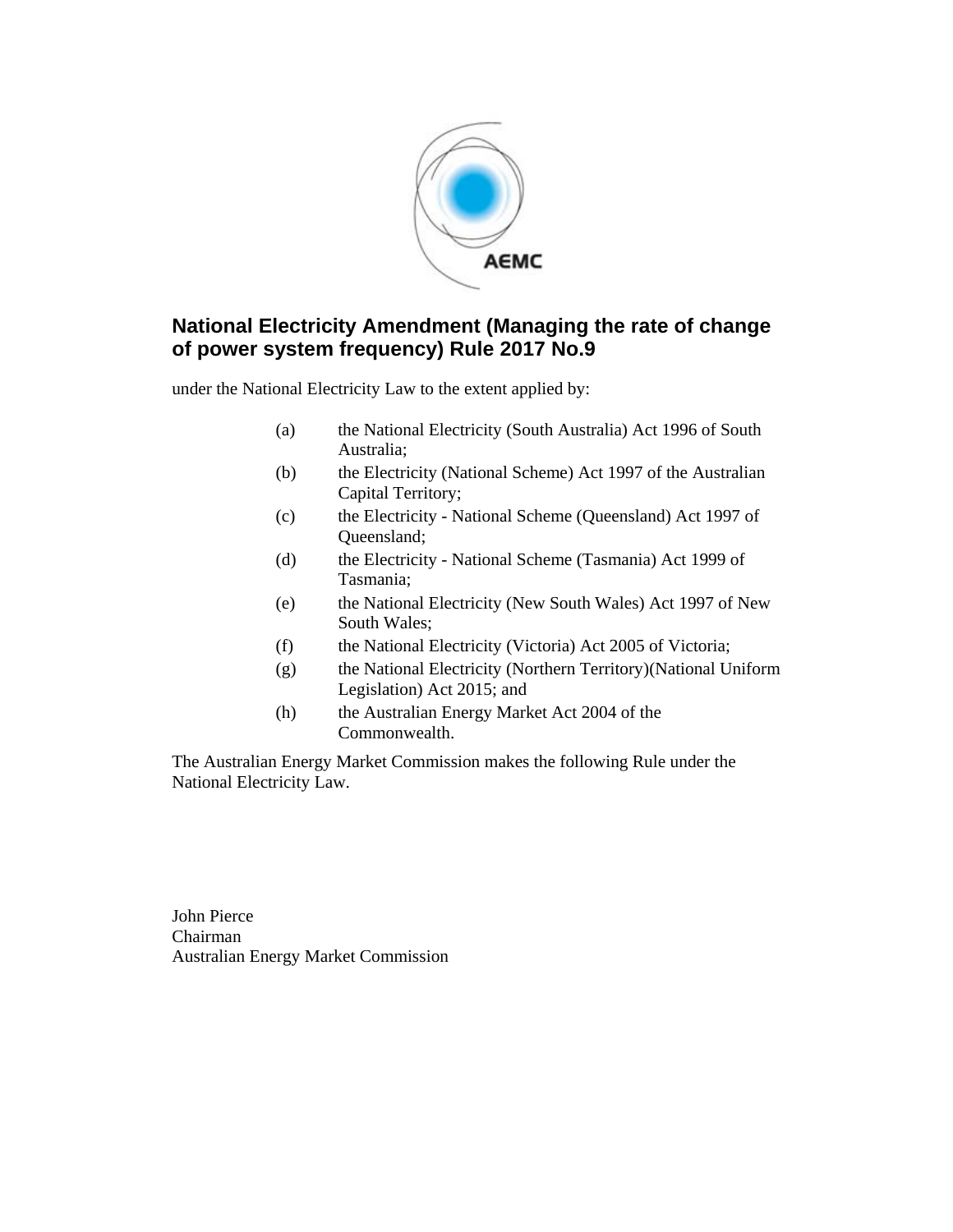AEMC

# National Electricity Amendment (Managing the rate of change of power system frequency) Rule 2017 No.9

under the National Electricity Law to the extent applied by:

(a) the National Electricity (South Australia) Act 1996 of South Australia;

(b) the Electricity (National Scheme) Act 1997 of the Australian Capital Territory;

(c) the Electricity - National Scheme (Queensland) Act 1997 of Queensland;

(d) the Electricity - National Scheme (Tasmania) Act 1999 of Tasmania;

(e) the National Electricity (New South Wales) Act 1997 of New South Wales;

(f) the National Electricity (Victoria) Act 2005 of Victoria;

(g) the National Electricity (Northern Territory)(National Uniform Legislation) Act 2015; and

(h) the Australian Energy Market Act 2004 of the Commonwealth.

The Australian Energy Market Commission makes the following Rule under the National Electricity Law.

John Pierce
Chairman
Australian Energy Market Commission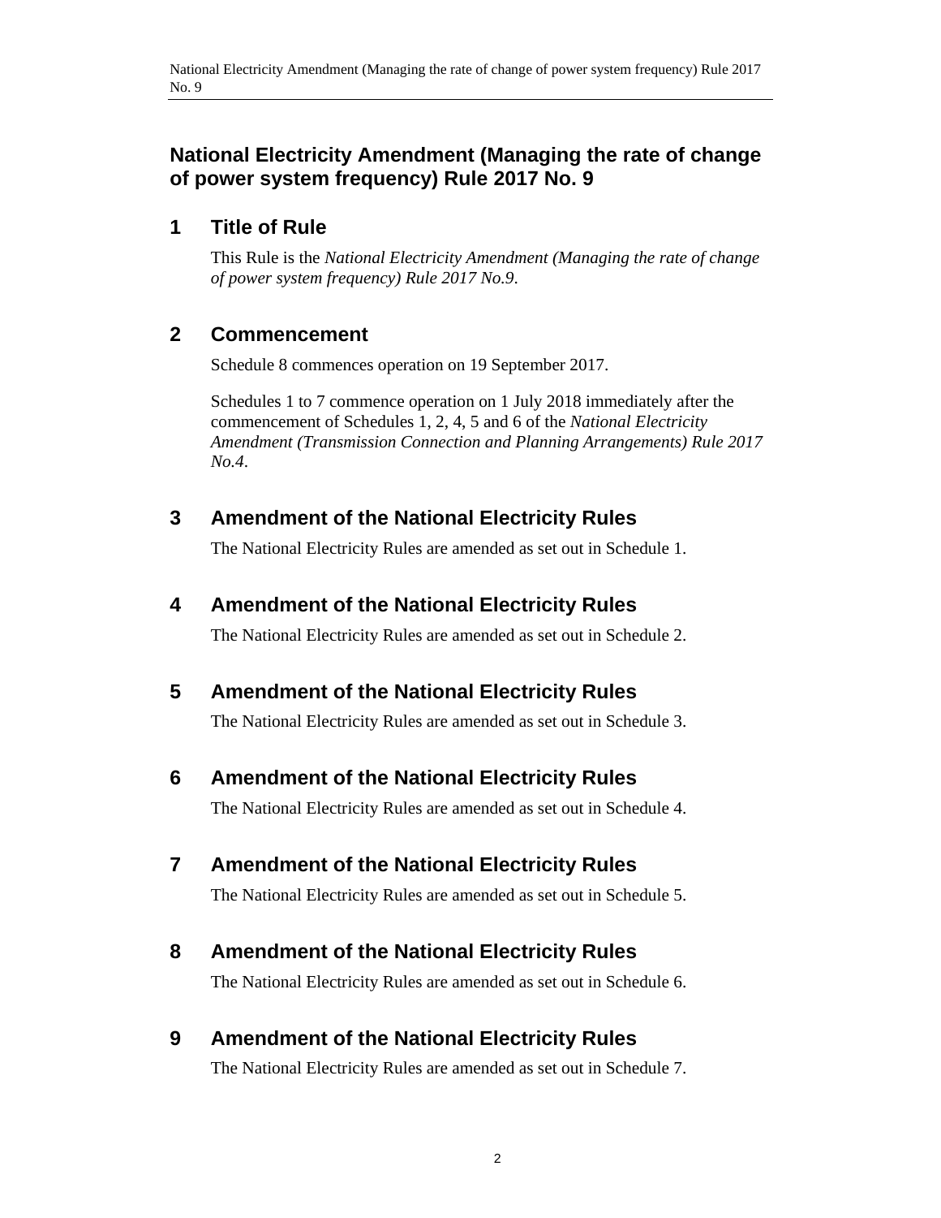# National Electricity Amendment (Managing the rate of change of power system frequency) Rule 2017 No. 9

## 1 Title of Rule

This Rule is the *National Electricity Amendment (Managing the rate of change of power system frequency) Rule 2017 No.9*.

## 2 Commencement

Schedule 8 commences operation on 19 September 2017.

Schedules 1 to 7 commence operation on 1 July 2018 immediately after the commencement of Schedules 1, 2, 4, 5 and 6 of the *National Electricity Amendment (Transmission Connection and Planning Arrangements) Rule 2017 No.4*.

## 3 Amendment of the National Electricity Rules

The National Electricity Rules are amended as set out in Schedule 1.

## 4 Amendment of the National Electricity Rules

The National Electricity Rules are amended as set out in Schedule 2.

## 5 Amendment of the National Electricity Rules

The National Electricity Rules are amended as set out in Schedule 3.

## 6 Amendment of the National Electricity Rules

The National Electricity Rules are amended as set out in Schedule 4.

## 7 Amendment of the National Electricity Rules

The National Electricity Rules are amended as set out in Schedule 5.

## 8 Amendment of the National Electricity Rules

The National Electricity Rules are amended as set out in Schedule 6.

## 9 Amendment of the National Electricity Rules

The National Electricity Rules are amended as set out in Schedule 7.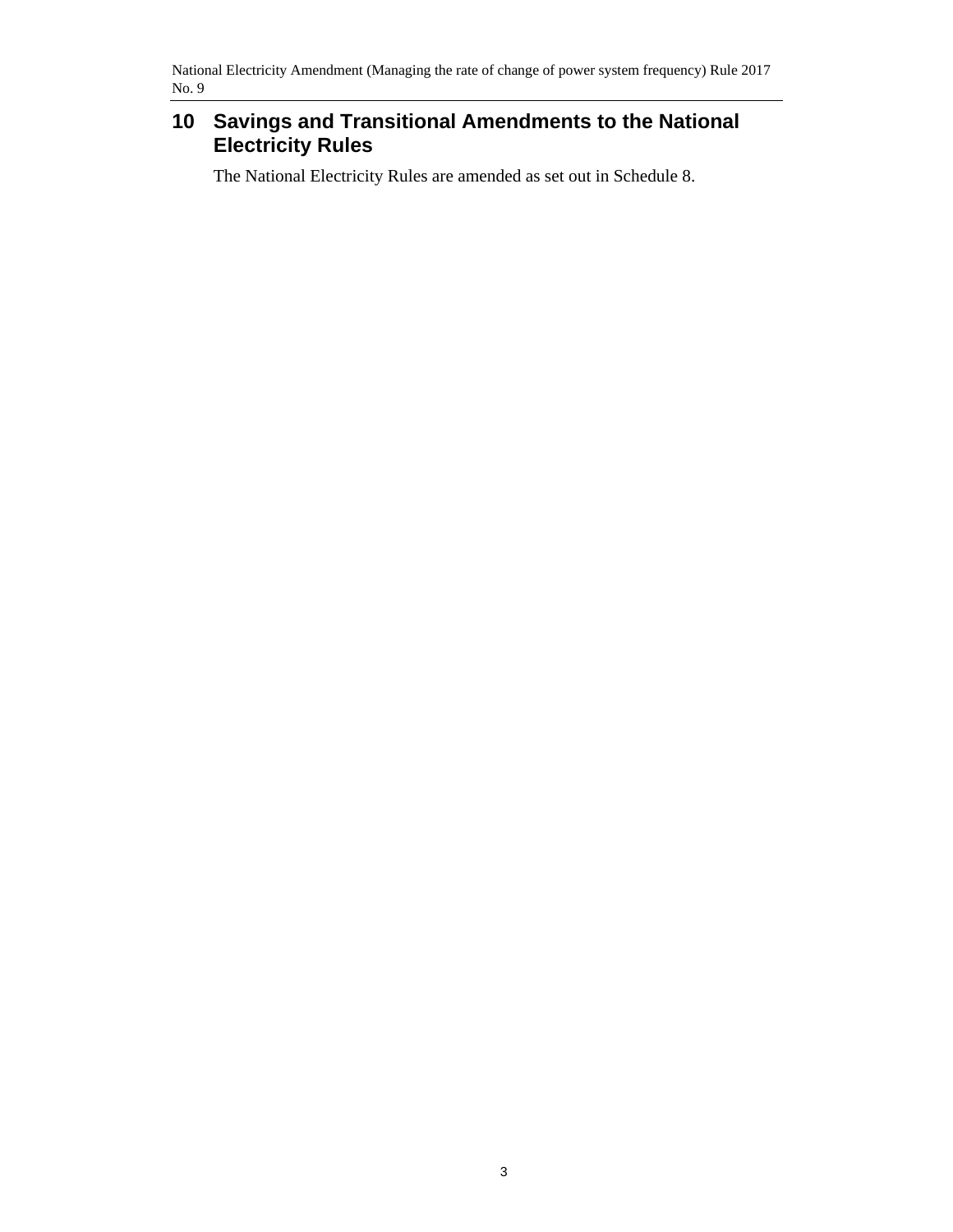## 10 Savings and Transitional Amendments to the National Electricity Rules

The National Electricity Rules are amended as set out in Schedule 8.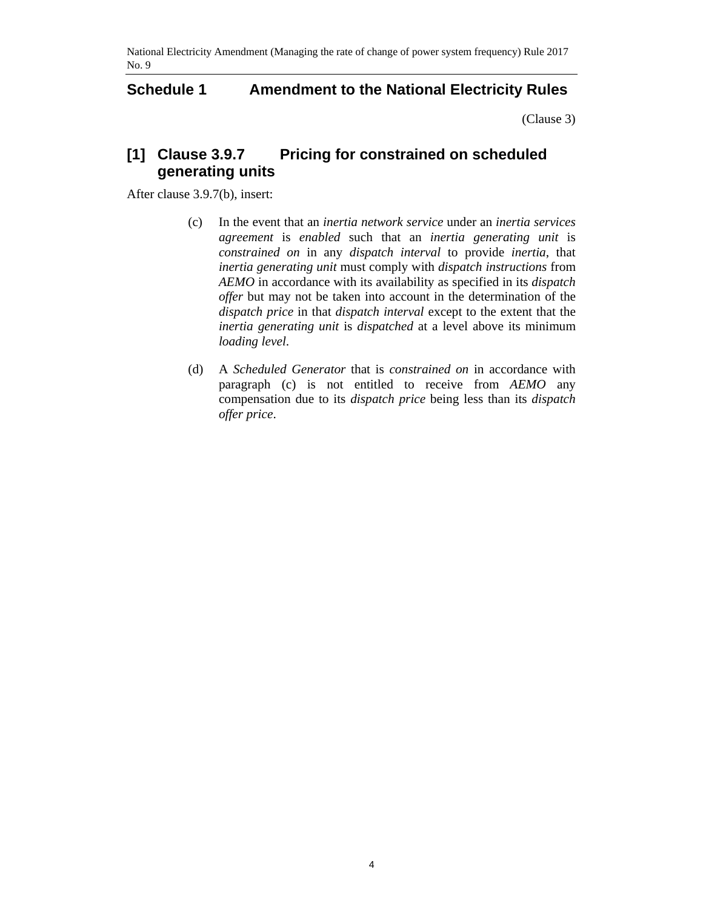## Schedule 1 Amendment to the National Electricity Rules

(Clause 3)

### [1] Clause 3.9.7 Pricing for constrained on scheduled generating units

After clause 3.9.7(b), insert:

(c) In the event that an *inertia network service* under an *inertia services agreement* is *enabled* such that an *inertia generating unit* is *constrained on* in any *dispatch interval* to provide *inertia*, that *inertia generating unit* must comply with *dispatch instructions* from *AEMO* in accordance with its availability as specified in its *dispatch offer* but may not be taken into account in the determination of the *dispatch price* in that *dispatch interval* except to the extent that the *inertia generating unit* is *dispatched* at a level above its minimum *loading level*.

(d) A *Scheduled Generator* that is *constrained on* in accordance with paragraph (c) is not entitled to receive from *AEMO* any compensation due to its *dispatch price* being less than its *dispatch offer price*.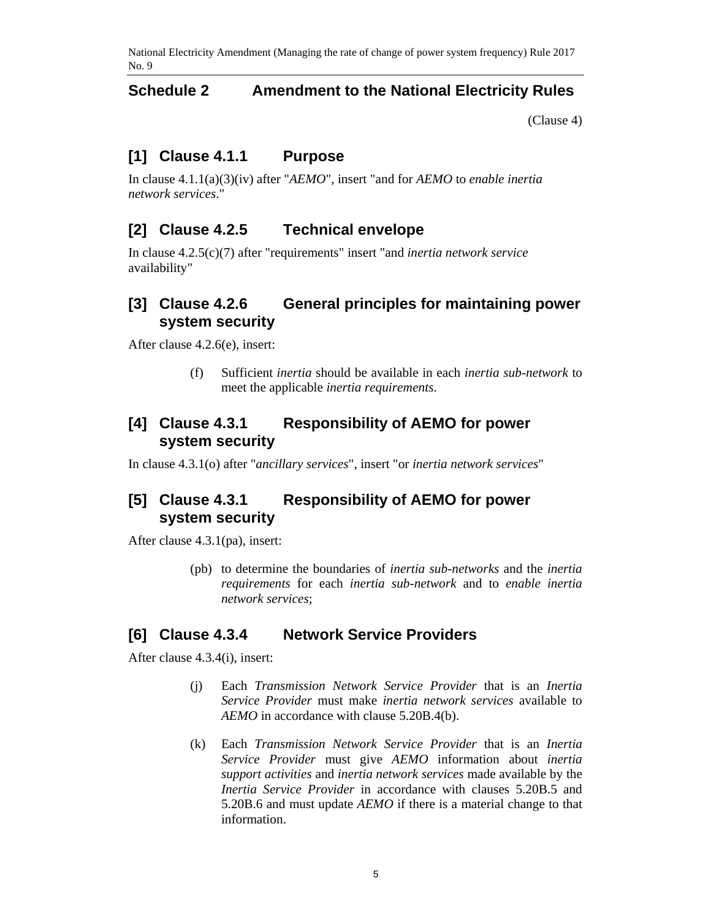## Schedule 2 Amendment to the National Electricity Rules

(Clause 4)

### [1] Clause 4.1.1 Purpose

In clause 4.1.1(a)(3)(iv) after "*AEMO*", insert "and for *AEMO* to *enable inertia network services*."

### [2] Clause 4.2.5 Technical envelope

In clause 4.2.5(c)(7) after "requirements" insert "and *inertia network service* availability"

### [3] Clause 4.2.6 General principles for maintaining power system security

After clause 4.2.6(e), insert:

> (f) Sufficient *inertia* should be available in each *inertia sub-network* to meet the applicable *inertia requirements*.

### [4] Clause 4.3.1 Responsibility of AEMO for power system security

In clause 4.3.1(o) after "*ancillary services*", insert "or *inertia network services*"

### [5] Clause 4.3.1 Responsibility of AEMO for power system security

After clause 4.3.1(pa), insert:

> (pb) to determine the boundaries of *inertia sub-networks* and the *inertia requirements* for each *inertia sub-network* and to *enable inertia network services*;

### [6] Clause 4.3.4 Network Service Providers

After clause 4.3.4(i), insert:

> (j) Each *Transmission Network Service Provider* that is an *Inertia Service Provider* must make *inertia network services* available to *AEMO* in accordance with clause 5.20B.4(b).
>
> (k) Each *Transmission Network Service Provider* that is an *Inertia Service Provider* must give *AEMO* information about *inertia support activities* and *inertia network services* made available by the *Inertia Service Provider* in accordance with clauses 5.20B.5 and 5.20B.6 and must update *AEMO* if there is a material change to that information.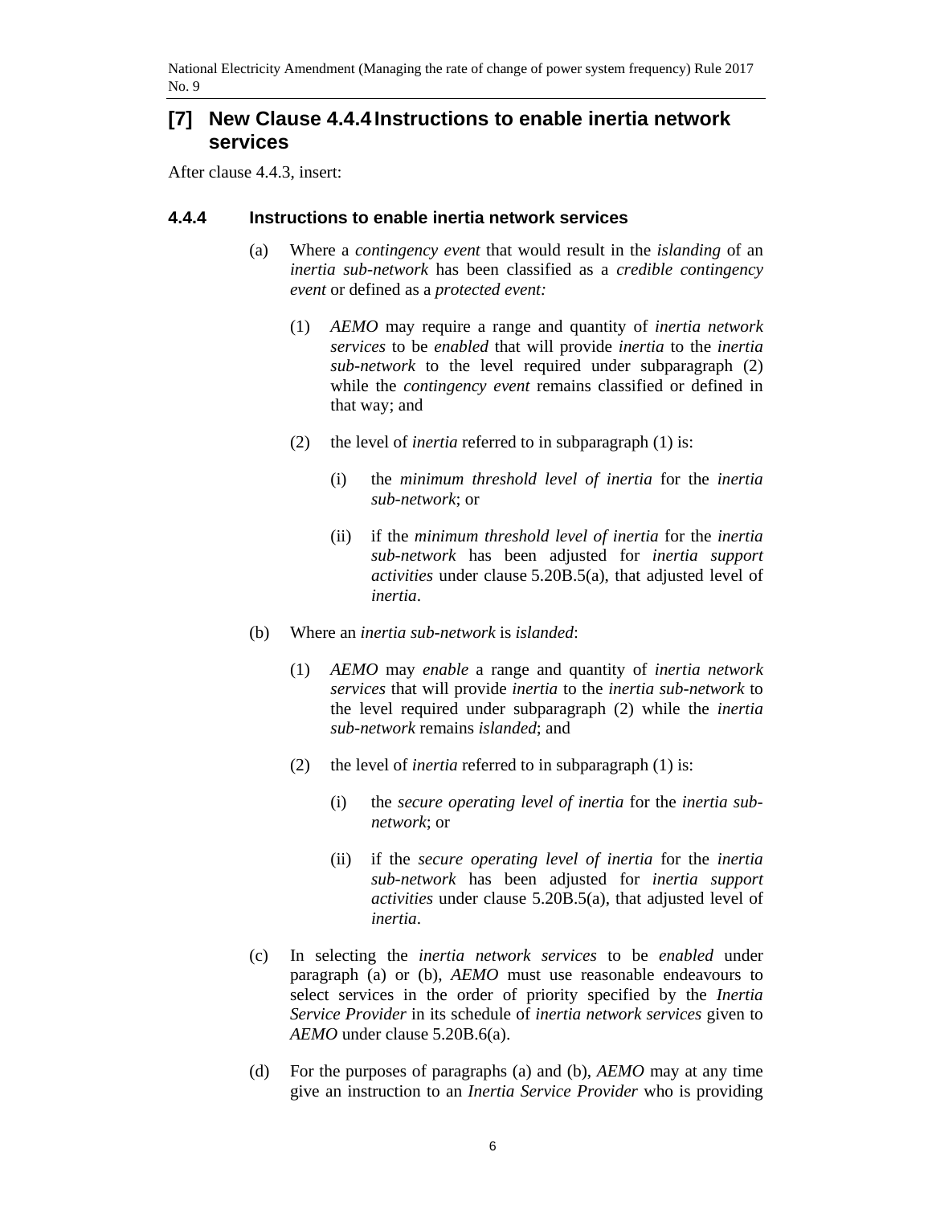## [7] New Clause 4.4.4 Instructions to enable inertia network services

After clause 4.4.3, insert:

### 4.4.4 Instructions to enable inertia network services

(a) Where a *contingency event* that would result in the *islanding* of an *inertia sub-network* has been classified as a *credible contingency event* or defined as a *protected event:*

(1) *AEMO* may require a range and quantity of *inertia network services* to be *enabled* that will provide *inertia* to the *inertia sub-network* to the level required under subparagraph (2) while the *contingency event* remains classified or defined in that way; and

(2) the level of *inertia* referred to in subparagraph (1) is:

(i) the *minimum threshold level of inertia* for the *inertia sub-network*; or

(ii) if the *minimum threshold level of inertia* for the *inertia sub-network* has been adjusted for *inertia support activities* under clause 5.20B.5(a), that adjusted level of *inertia*.

(b) Where an *inertia sub-network* is *islanded*:

(1) *AEMO* may *enable* a range and quantity of *inertia network services* that will provide *inertia* to the *inertia sub-network* to the level required under subparagraph (2) while the *inertia sub-network* remains *islanded*; and

(2) the level of *inertia* referred to in subparagraph (1) is:

(i) the *secure operating level of inertia* for the *inertia sub-network*; or

(ii) if the *secure operating level of inertia* for the *inertia sub-network* has been adjusted for *inertia support activities* under clause 5.20B.5(a), that adjusted level of *inertia*.

(c) In selecting the *inertia network services* to be *enabled* under paragraph (a) or (b), *AEMO* must use reasonable endeavours to select services in the order of priority specified by the *Inertia Service Provider* in its schedule of *inertia network services* given to *AEMO* under clause 5.20B.6(a).

(d) For the purposes of paragraphs (a) and (b), *AEMO* may at any time give an instruction to an *Inertia Service Provider* who is providing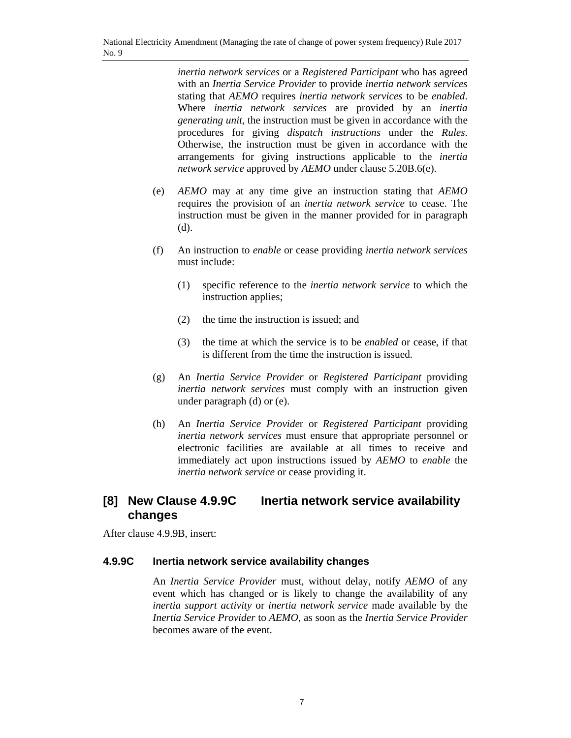*inertia network services* or a *Registered Participant* who has agreed with an *Inertia Service Provider* to provide *inertia network services* stating that *AEMO* requires *inertia network services* to be *enabled*. Where *inertia network services* are provided by an *inertia generating unit*, the instruction must be given in accordance with the procedures for giving *dispatch instructions* under the *Rules*. Otherwise, the instruction must be given in accordance with the arrangements for giving instructions applicable to the *inertia network service* approved by *AEMO* under clause 5.20B.6(e).

(e) *AEMO* may at any time give an instruction stating that *AEMO* requires the provision of an *inertia network service* to cease. The instruction must be given in the manner provided for in paragraph (d).

(f) An instruction to *enable* or cease providing *inertia network services* must include:

(1) specific reference to the *inertia network service* to which the instruction applies;

(2) the time the instruction is issued; and

(3) the time at which the service is to be *enabled* or cease, if that is different from the time the instruction is issued.

(g) An *Inertia Service Provider* or *Registered Participant* providing *inertia network services* must comply with an instruction given under paragraph (d) or (e).

(h) An *Inertia Service Provider* or *Registered Participant* providing *inertia network services* must ensure that appropriate personnel or electronic facilities are available at all times to receive and immediately act upon instructions issued by *AEMO* to *enable* the *inertia network service* or cease providing it.

## [8] New Clause 4.9.9C Inertia network service availability changes

After clause 4.9.9B, insert:

### 4.9.9C Inertia network service availability changes

An *Inertia Service Provider* must, without delay, notify *AEMO* of any event which has changed or is likely to change the availability of any *inertia support activity* or *inertia network service* made available by the *Inertia Service Provider* to *AEMO*, as soon as the *Inertia Service Provider* becomes aware of the event.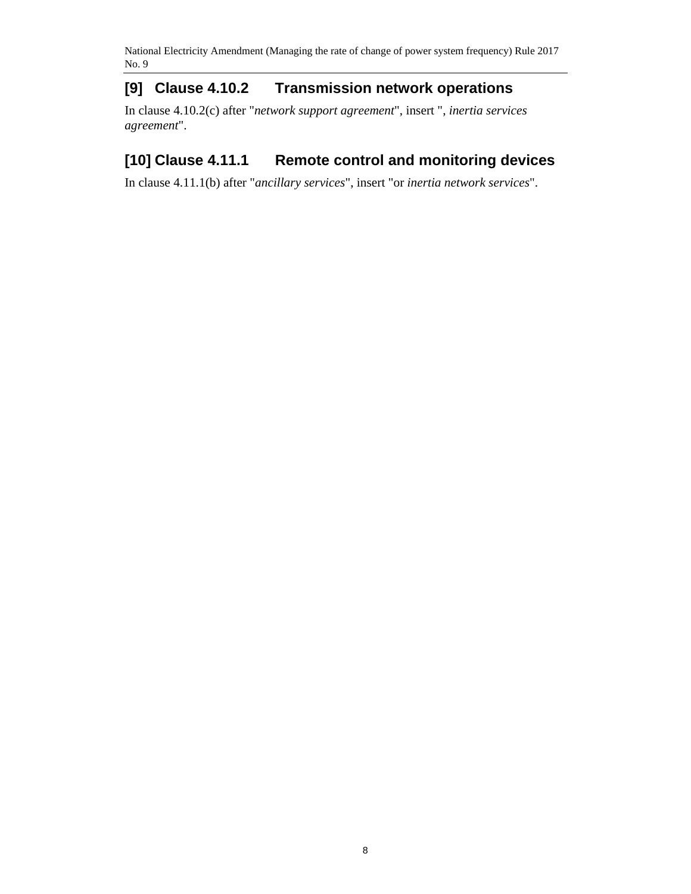## [9] Clause 4.10.2 Transmission network operations

In clause 4.10.2(c) after "*network support agreement*", insert ", *inertia services agreement*".

## [10] Clause 4.11.1 Remote control and monitoring devices

In clause 4.11.1(b) after "*ancillary services*", insert "or *inertia network services*".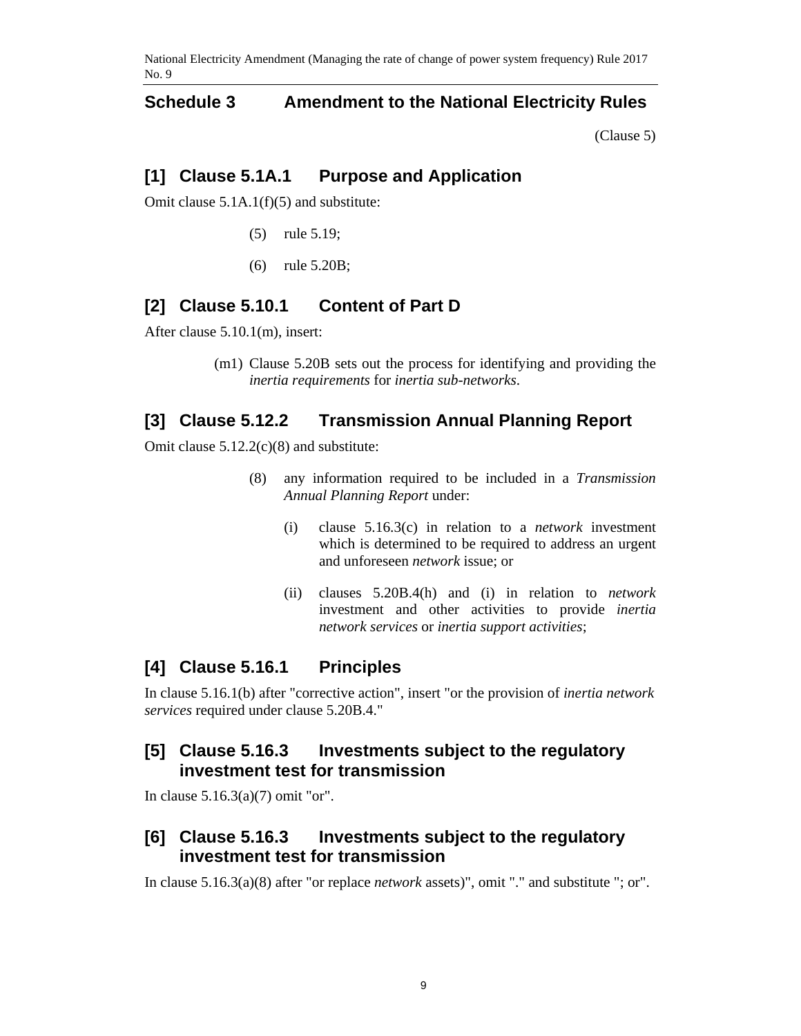## Schedule 3 Amendment to the National Electricity Rules

(Clause 5)

### [1] Clause 5.1A.1 Purpose and Application

Omit clause 5.1A.1(f)(5) and substitute:

(5) rule 5.19;

(6) rule 5.20B;

### [2] Clause 5.10.1 Content of Part D

After clause 5.10.1(m), insert:

(m1) Clause 5.20B sets out the process for identifying and providing the *inertia requirements* for *inertia sub-networks*.

### [3] Clause 5.12.2 Transmission Annual Planning Report

Omit clause 5.12.2(c)(8) and substitute:

(8) any information required to be included in a *Transmission Annual Planning Report* under:

(i) clause 5.16.3(c) in relation to a *network* investment which is determined to be required to address an urgent and unforeseen *network* issue; or

(ii) clauses 5.20B.4(h) and (i) in relation to *network* investment and other activities to provide *inertia network services* or *inertia support activities*;

### [4] Clause 5.16.1 Principles

In clause 5.16.1(b) after "corrective action", insert "or the provision of *inertia network services* required under clause 5.20B.4."

### [5] Clause 5.16.3 Investments subject to the regulatory investment test for transmission

In clause 5.16.3(a)(7) omit "or".

### [6] Clause 5.16.3 Investments subject to the regulatory investment test for transmission

In clause 5.16.3(a)(8) after "or replace *network* assets)", omit "." and substitute "; or".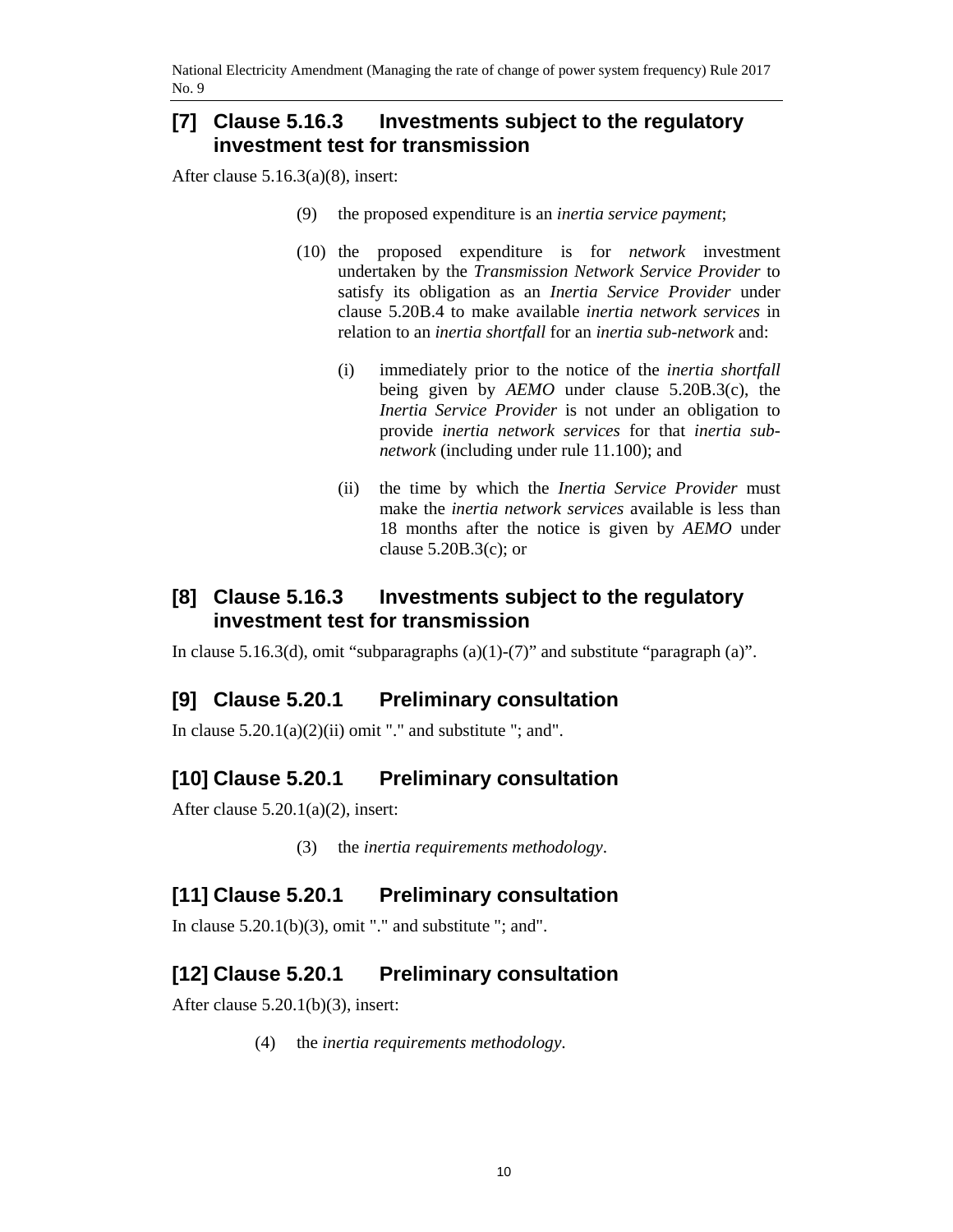## [7] Clause 5.16.3 Investments subject to the regulatory investment test for transmission

After clause 5.16.3(a)(8), insert:

(9) the proposed expenditure is an *inertia service payment*;

(10) the proposed expenditure is for *network* investment undertaken by the *Transmission Network Service Provider* to satisfy its obligation as an *Inertia Service Provider* under clause 5.20B.4 to make available *inertia network services* in relation to an *inertia shortfall* for an *inertia sub-network* and:

(i) immediately prior to the notice of the *inertia shortfall* being given by *AEMO* under clause 5.20B.3(c), the *Inertia Service Provider* is not under an obligation to provide *inertia network services* for that *inertia sub-network* (including under rule 11.100); and

(ii) the time by which the *Inertia Service Provider* must make the *inertia network services* available is less than 18 months after the notice is given by *AEMO* under clause 5.20B.3(c); or

## [8] Clause 5.16.3 Investments subject to the regulatory investment test for transmission

In clause 5.16.3(d), omit "subparagraphs (a)(1)-(7)" and substitute "paragraph (a)".

## [9] Clause 5.20.1 Preliminary consultation

In clause 5.20.1(a)(2)(ii) omit "." and substitute "; and".

## [10] Clause 5.20.1 Preliminary consultation

After clause 5.20.1(a)(2), insert:

(3) the *inertia requirements methodology*.

## [11] Clause 5.20.1 Preliminary consultation

In clause 5.20.1(b)(3), omit "." and substitute "; and".

## [12] Clause 5.20.1 Preliminary consultation

After clause 5.20.1(b)(3), insert:

(4) the *inertia requirements methodology*.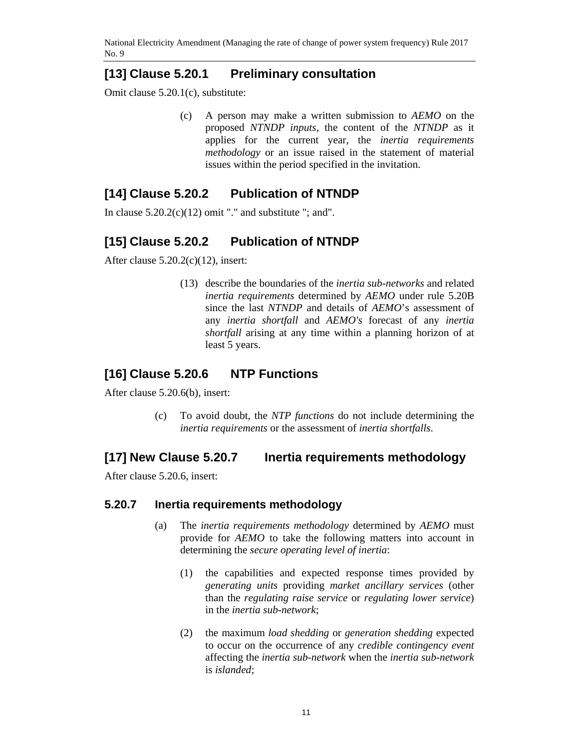## [13] Clause 5.20.1 Preliminary consultation

Omit clause 5.20.1(c), substitute:

(c) A person may make a written submission to *AEMO* on the proposed *NTNDP inputs*, the content of the *NTNDP* as it applies for the current year, the *inertia requirements methodology* or an issue raised in the statement of material issues within the period specified in the invitation.

## [14] Clause 5.20.2 Publication of NTNDP

In clause 5.20.2(c)(12) omit "." and substitute "; and".

## [15] Clause 5.20.2 Publication of NTNDP

After clause 5.20.2(c)(12), insert:

(13) describe the boundaries of the *inertia sub-networks* and related *inertia requirements* determined by *AEMO* under rule 5.20B since the last *NTNDP* and details of *AEMO*'s assessment of any *inertia shortfall* and *AEMO's* forecast of any *inertia shortfall* arising at any time within a planning horizon of at least 5 years.

## [16] Clause 5.20.6 NTP Functions

After clause 5.20.6(b), insert:

(c) To avoid doubt, the *NTP functions* do not include determining the *inertia requirements* or the assessment of *inertia shortfalls*.

## [17] New Clause 5.20.7 Inertia requirements methodology

After clause 5.20.6, insert:

### 5.20.7 Inertia requirements methodology

(a) The *inertia requirements methodology* determined by *AEMO* must provide for *AEMO* to take the following matters into account in determining the *secure operating level of inertia*:

(1) the capabilities and expected response times provided by *generating units* providing *market ancillary services* (other than the *regulating raise service* or *regulating lower service*) in the *inertia sub-network*;

(2) the maximum *load shedding* or *generation shedding* expected to occur on the occurrence of any *credible contingency event* affecting the *inertia sub-network* when the *inertia sub-network* is *islanded*;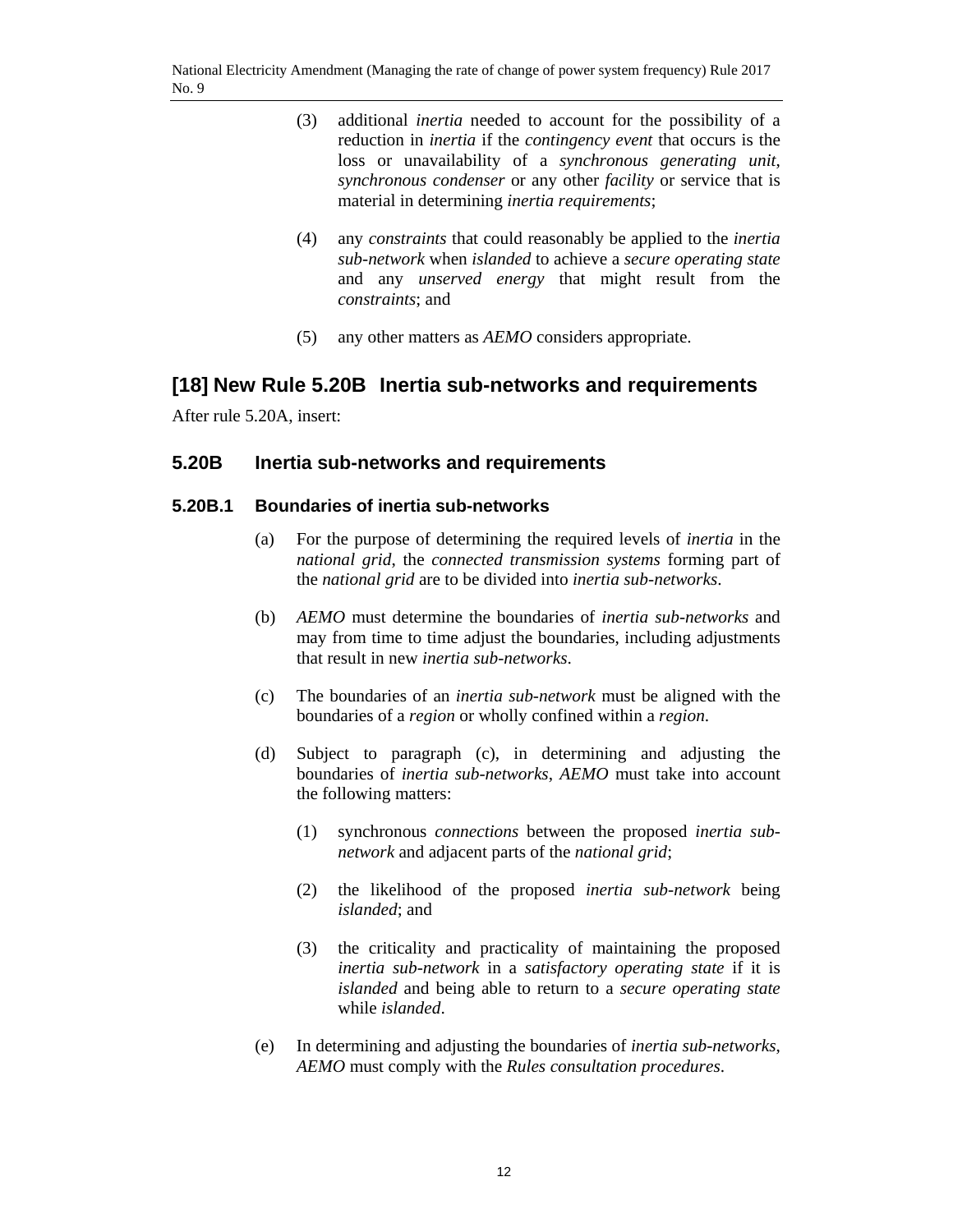(3) additional *inertia* needed to account for the possibility of a reduction in *inertia* if the *contingency event* that occurs is the loss or unavailability of a *synchronous generating unit*, *synchronous condenser* or any other *facility* or service that is material in determining *inertia requirements*;

(4) any *constraints* that could reasonably be applied to the *inertia sub-network* when *islanded* to achieve a *secure operating state* and any *unserved energy* that might result from the *constraints*; and

(5) any other matters as *AEMO* considers appropriate.

## [18] New Rule 5.20B Inertia sub-networks and requirements

After rule 5.20A, insert:

### 5.20B Inertia sub-networks and requirements

#### 5.20B.1 Boundaries of inertia sub-networks

(a) For the purpose of determining the required levels of *inertia* in the *national grid*, the *connected transmission systems* forming part of the *national grid* are to be divided into *inertia sub-networks*.

(b) *AEMO* must determine the boundaries of *inertia sub-networks* and may from time to time adjust the boundaries, including adjustments that result in new *inertia sub-networks*.

(c) The boundaries of an *inertia sub-network* must be aligned with the boundaries of a *region* or wholly confined within a *region*.

(d) Subject to paragraph (c), in determining and adjusting the boundaries of *inertia sub-networks*, *AEMO* must take into account the following matters:

(1) synchronous *connections* between the proposed *inertia sub-network* and adjacent parts of the *national grid*;

(2) the likelihood of the proposed *inertia sub-network* being *islanded*; and

(3) the criticality and practicality of maintaining the proposed *inertia sub-network* in a *satisfactory operating state* if it is *islanded* and being able to return to a *secure operating state* while *islanded*.

(e) In determining and adjusting the boundaries of *inertia sub-networks*, *AEMO* must comply with the *Rules consultation procedures*.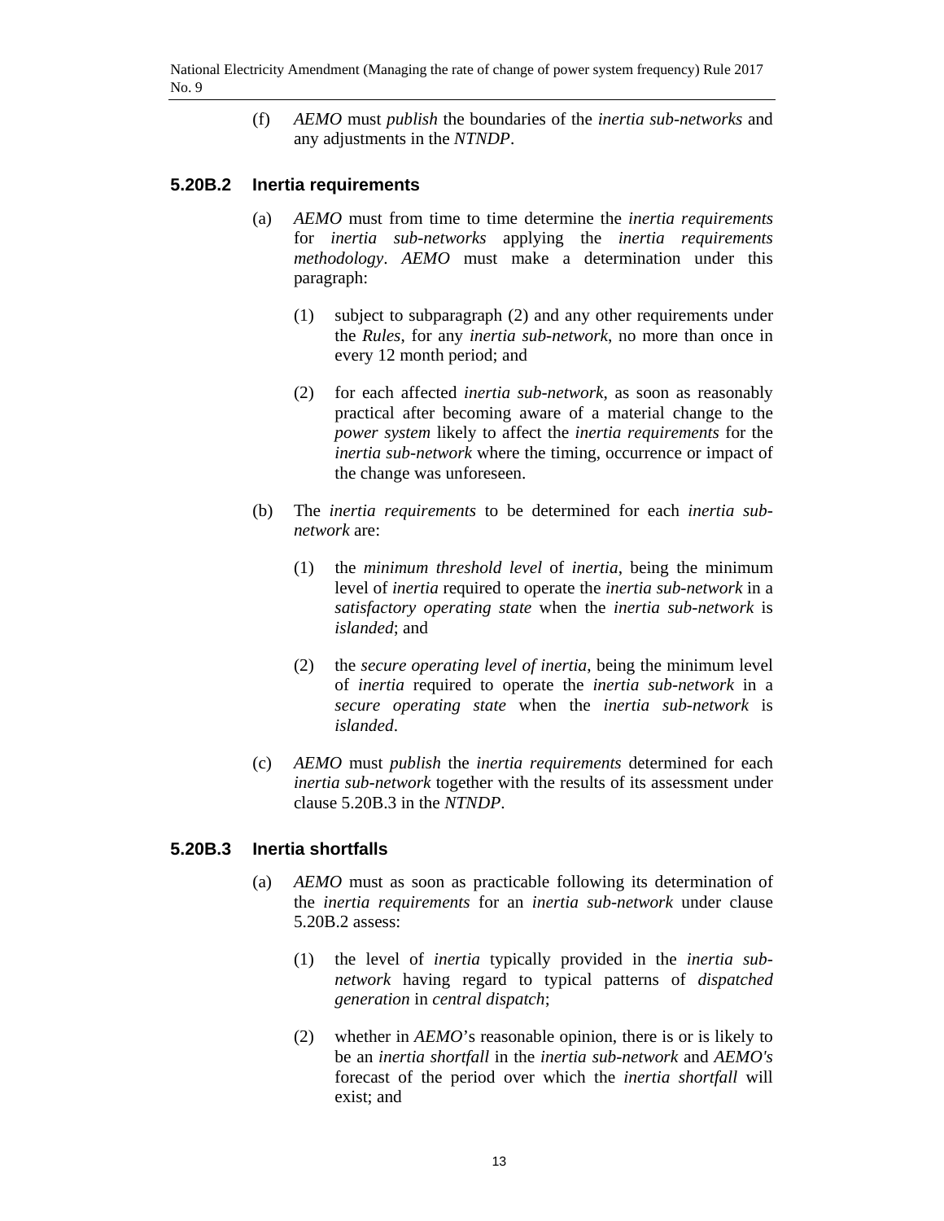(f) *AEMO* must *publish* the boundaries of the *inertia sub-networks* and any adjustments in the *NTNDP*.

### 5.20B.2 Inertia requirements

(a) *AEMO* must from time to time determine the *inertia requirements* for *inertia sub-networks* applying the *inertia requirements methodology*. *AEMO* must make a determination under this paragraph:

(1) subject to subparagraph (2) and any other requirements under the *Rules*, for any *inertia sub-network*, no more than once in every 12 month period; and

(2) for each affected *inertia sub-network*, as soon as reasonably practical after becoming aware of a material change to the *power system* likely to affect the *inertia requirements* for the *inertia sub-network* where the timing, occurrence or impact of the change was unforeseen.

(b) The *inertia requirements* to be determined for each *inertia sub-network* are:

(1) the *minimum threshold level* of *inertia*, being the minimum level of *inertia* required to operate the *inertia sub-network* in a *satisfactory operating state* when the *inertia sub-network* is *islanded*; and

(2) the *secure operating level of inertia*, being the minimum level of *inertia* required to operate the *inertia sub-network* in a *secure operating state* when the *inertia sub-network* is *islanded*.

(c) *AEMO* must *publish* the *inertia requirements* determined for each *inertia sub-network* together with the results of its assessment under clause 5.20B.3 in the *NTNDP*.

### 5.20B.3 Inertia shortfalls

(a) *AEMO* must as soon as practicable following its determination of the *inertia requirements* for an *inertia sub-network* under clause 5.20B.2 assess:

(1) the level of *inertia* typically provided in the *inertia sub-network* having regard to typical patterns of *dispatched generation* in *central dispatch*;

(2) whether in *AEMO*'s reasonable opinion, there is or is likely to be an *inertia shortfall* in the *inertia sub-network* and *AEMO's* forecast of the period over which the *inertia shortfall* will exist; and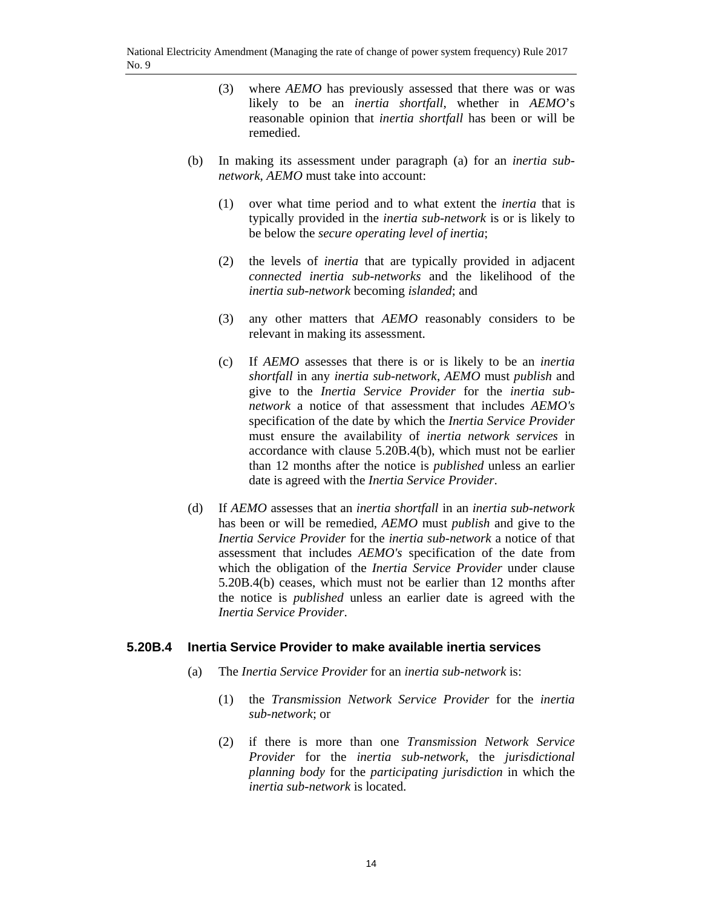(3) where *AEMO* has previously assessed that there was or was likely to be an *inertia shortfall*, whether in *AEMO*'s reasonable opinion that *inertia shortfall* has been or will be remedied.

(b) In making its assessment under paragraph (a) for an *inertia sub-network*, *AEMO* must take into account:

(1) over what time period and to what extent the *inertia* that is typically provided in the *inertia sub-network* is or is likely to be below the *secure operating level of inertia*;

(2) the levels of *inertia* that are typically provided in adjacent *connected inertia sub-networks* and the likelihood of the *inertia sub-network* becoming *islanded*; and

(3) any other matters that *AEMO* reasonably considers to be relevant in making its assessment.

(c) If *AEMO* assesses that there is or is likely to be an *inertia shortfall* in any *inertia sub-network*, *AEMO* must *publish* and give to the *Inertia Service Provider* for the *inertia sub-network* a notice of that assessment that includes *AEMO's* specification of the date by which the *Inertia Service Provider* must ensure the availability of *inertia network services* in accordance with clause 5.20B.4(b), which must not be earlier than 12 months after the notice is *published* unless an earlier date is agreed with the *Inertia Service Provider*.

(d) If *AEMO* assesses that an *inertia shortfall* in an *inertia sub-network* has been or will be remedied, *AEMO* must *publish* and give to the *Inertia Service Provider* for the *inertia sub-network* a notice of that assessment that includes *AEMO's* specification of the date from which the obligation of the *Inertia Service Provider* under clause 5.20B.4(b) ceases, which must not be earlier than 12 months after the notice is *published* unless an earlier date is agreed with the *Inertia Service Provider*.

### 5.20B.4 Inertia Service Provider to make available inertia services

(a) The *Inertia Service Provider* for an *inertia sub-network* is:

(1) the *Transmission Network Service Provider* for the *inertia sub-network*; or

(2) if there is more than one *Transmission Network Service Provider* for the *inertia sub-network*, the *jurisdictional planning body* for the *participating jurisdiction* in which the *inertia sub-network* is located.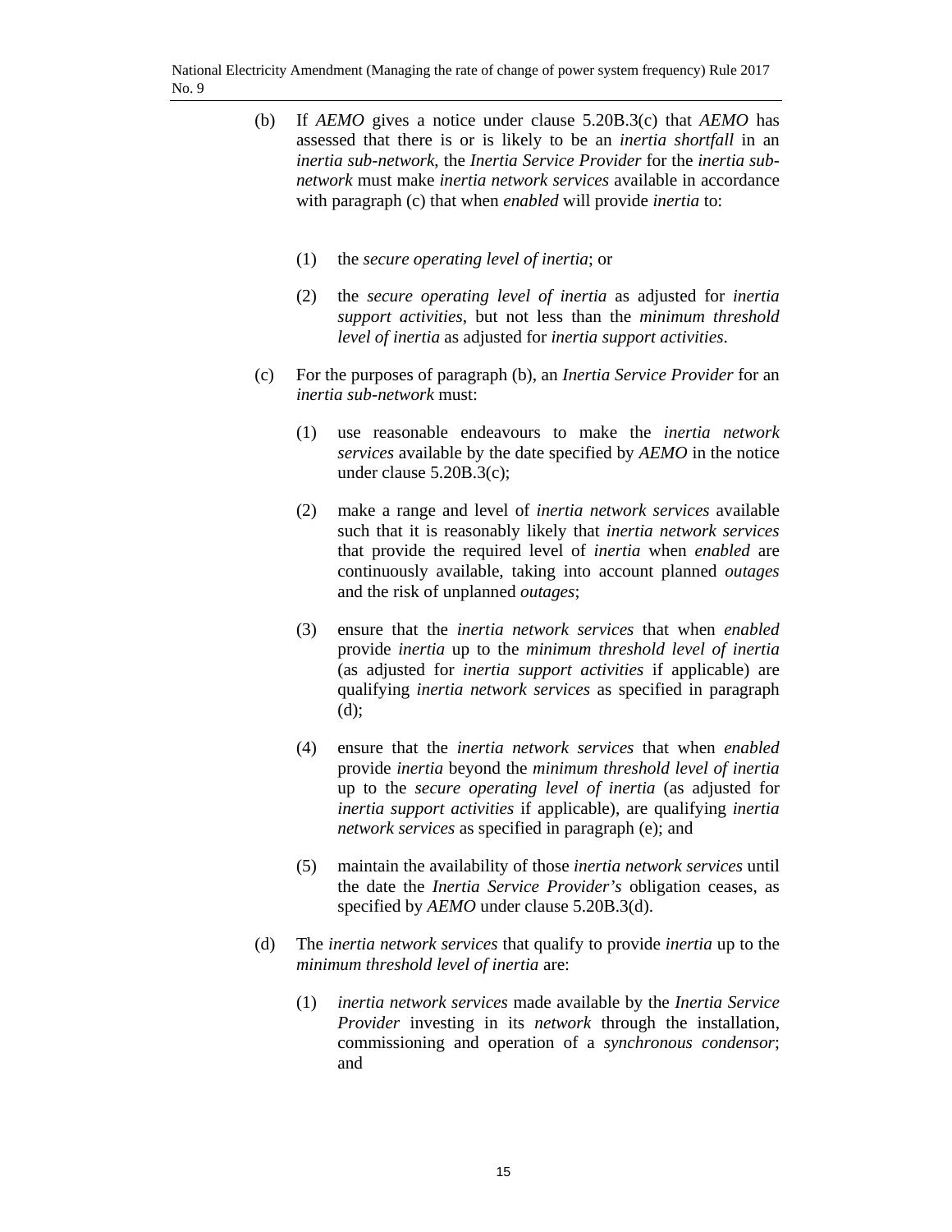(b) If *AEMO* gives a notice under clause 5.20B.3(c) that *AEMO* has assessed that there is or is likely to be an *inertia shortfall* in an *inertia sub-network*, the *Inertia Service Provider* for the *inertia sub-network* must make *inertia network services* available in accordance with paragraph (c) that when *enabled* will provide *inertia* to:

  (1) the *secure operating level of inertia*; or

  (2) the *secure operating level of inertia* as adjusted for *inertia support activities*, but not less than the *minimum threshold level of inertia* as adjusted for *inertia support activities*.

(c) For the purposes of paragraph (b), an *Inertia Service Provider* for an *inertia sub-network* must:

  (1) use reasonable endeavours to make the *inertia network services* available by the date specified by *AEMO* in the notice under clause 5.20B.3(c);

  (2) make a range and level of *inertia network services* available such that it is reasonably likely that *inertia network services* that provide the required level of *inertia* when *enabled* are continuously available, taking into account planned *outages* and the risk of unplanned *outages*;

  (3) ensure that the *inertia network services* that when *enabled* provide *inertia* up to the *minimum threshold level of inertia* (as adjusted for *inertia support activities* if applicable) are qualifying *inertia network services* as specified in paragraph (d);

  (4) ensure that the *inertia network services* that when *enabled* provide *inertia* beyond the *minimum threshold level of inertia* up to the *secure operating level of inertia* (as adjusted for *inertia support activities* if applicable), are qualifying *inertia network services* as specified in paragraph (e); and

  (5) maintain the availability of those *inertia network services* until the date the *Inertia Service Provider's* obligation ceases, as specified by *AEMO* under clause 5.20B.3(d).

(d) The *inertia network services* that qualify to provide *inertia* up to the *minimum threshold level of inertia* are:

  (1) *inertia network services* made available by the *Inertia Service Provider* investing in its *network* through the installation, commissioning and operation of a *synchronous condensor*; and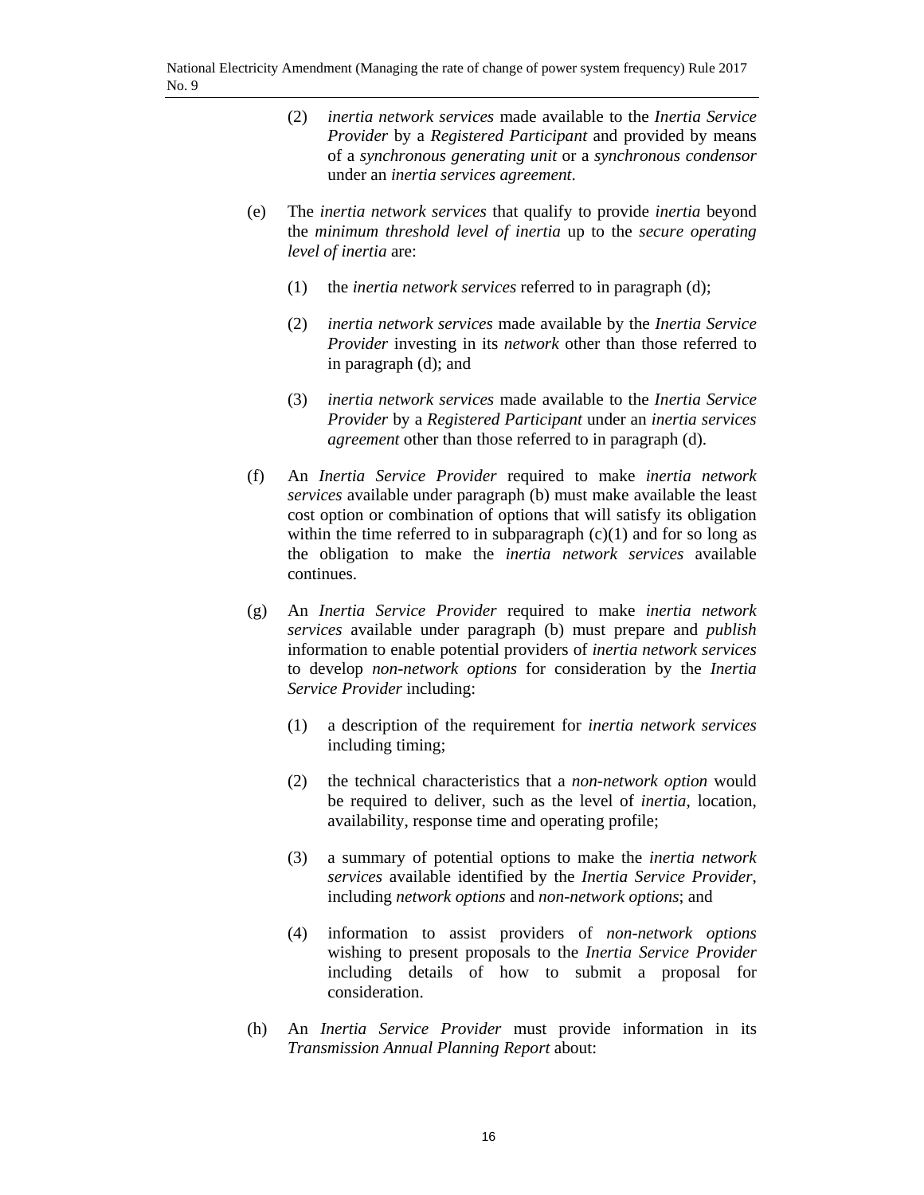(2) *inertia network services* made available to the *Inertia Service Provider* by a *Registered Participant* and provided by means of a *synchronous generating unit* or a *synchronous condensor* under an *inertia services agreement*.

(e) The *inertia network services* that qualify to provide *inertia* beyond the *minimum threshold level of inertia* up to the *secure operating level of inertia* are:

(1) the *inertia network services* referred to in paragraph (d);

(2) *inertia network services* made available by the *Inertia Service Provider* investing in its *network* other than those referred to in paragraph (d); and

(3) *inertia network services* made available to the *Inertia Service Provider* by a *Registered Participant* under an *inertia services agreement* other than those referred to in paragraph (d).

(f) An *Inertia Service Provider* required to make *inertia network services* available under paragraph (b) must make available the least cost option or combination of options that will satisfy its obligation within the time referred to in subparagraph (c)(1) and for so long as the obligation to make the *inertia network services* available continues.

(g) An *Inertia Service Provider* required to make *inertia network services* available under paragraph (b) must prepare and *publish* information to enable potential providers of *inertia network services* to develop *non-network options* for consideration by the *Inertia Service Provider* including:

(1) a description of the requirement for *inertia network services* including timing;

(2) the technical characteristics that a *non-network option* would be required to deliver, such as the level of *inertia*, location, availability, response time and operating profile;

(3) a summary of potential options to make the *inertia network services* available identified by the *Inertia Service Provider*, including *network options* and *non-network options*; and

(4) information to assist providers of *non-network options* wishing to present proposals to the *Inertia Service Provider* including details of how to submit a proposal for consideration.

(h) An *Inertia Service Provider* must provide information in its *Transmission Annual Planning Report* about: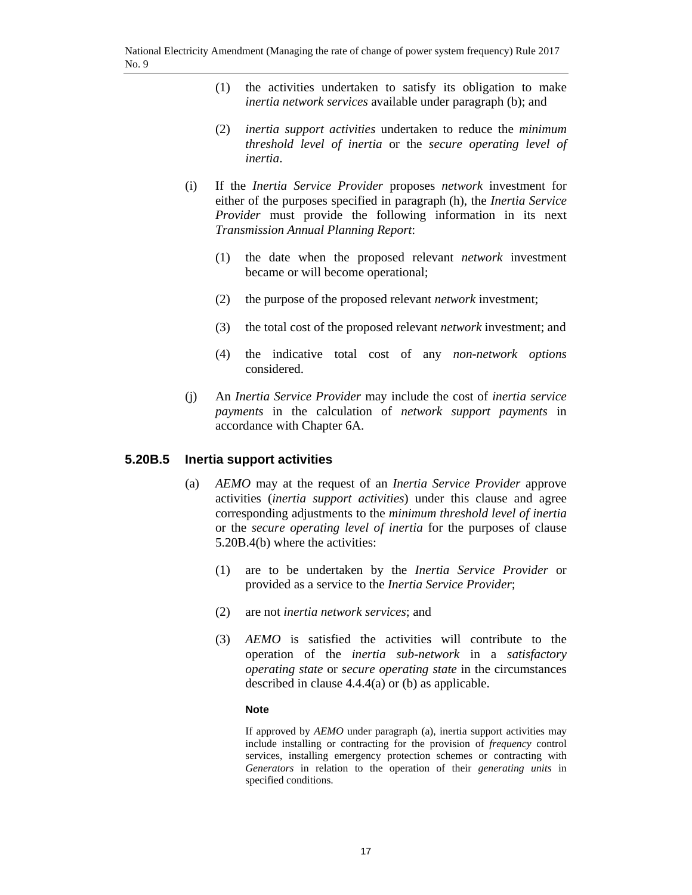(1) the activities undertaken to satisfy its obligation to make *inertia network services* available under paragraph (b); and

(2) *inertia support activities* undertaken to reduce the *minimum threshold level of inertia* or the *secure operating level of inertia*.

(i) If the *Inertia Service Provider* proposes *network* investment for either of the purposes specified in paragraph (h), the *Inertia Service Provider* must provide the following information in its next *Transmission Annual Planning Report*:

(1) the date when the proposed relevant *network* investment became or will become operational;

(2) the purpose of the proposed relevant *network* investment;

(3) the total cost of the proposed relevant *network* investment; and

(4) the indicative total cost of any *non-network options* considered.

(j) An *Inertia Service Provider* may include the cost of *inertia service payments* in the calculation of *network support payments* in accordance with Chapter 6A.

### 5.20B.5 Inertia support activities

(a) *AEMO* may at the request of an *Inertia Service Provider* approve activities (*inertia support activities*) under this clause and agree corresponding adjustments to the *minimum threshold level of inertia* or the *secure operating level of inertia* for the purposes of clause 5.20B.4(b) where the activities:

(1) are to be undertaken by the *Inertia Service Provider* or provided as a service to the *Inertia Service Provider*;

(2) are not *inertia network services*; and

(3) *AEMO* is satisfied the activities will contribute to the operation of the *inertia sub-network* in a *satisfactory operating state* or *secure operating state* in the circumstances described in clause 4.4.4(a) or (b) as applicable.

**Note**

If approved by *AEMO* under paragraph (a), inertia support activities may include installing or contracting for the provision of *frequency* control services, installing emergency protection schemes or contracting with *Generators* in relation to the operation of their *generating units* in specified conditions.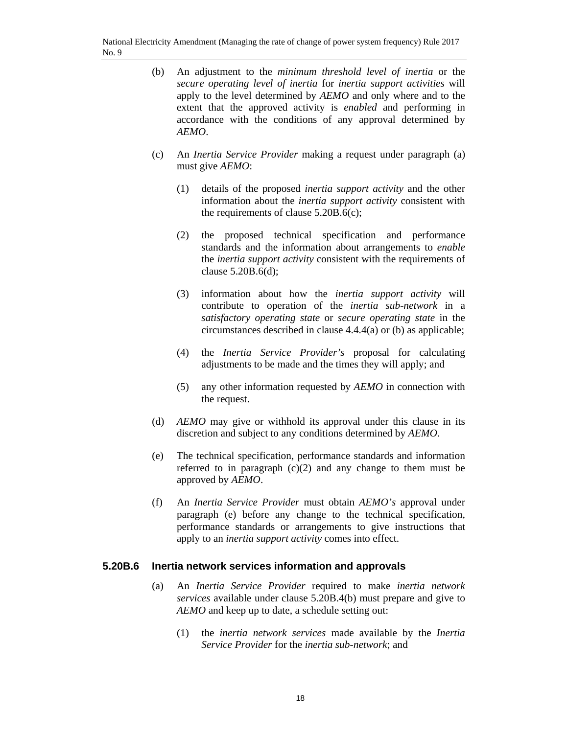(b) An adjustment to the *minimum threshold level of inertia* or the *secure operating level of inertia* for *inertia support activities* will apply to the level determined by *AEMO* and only where and to the extent that the approved activity is *enabled* and performing in accordance with the conditions of any approval determined by *AEMO*.

(c) An *Inertia Service Provider* making a request under paragraph (a) must give *AEMO*:

(1) details of the proposed *inertia support activity* and the other information about the *inertia support activity* consistent with the requirements of clause 5.20B.6(c);

(2) the proposed technical specification and performance standards and the information about arrangements to *enable* the *inertia support activity* consistent with the requirements of clause 5.20B.6(d);

(3) information about how the *inertia support activity* will contribute to operation of the *inertia sub-network* in a *satisfactory operating state* or *secure operating state* in the circumstances described in clause 4.4.4(a) or (b) as applicable;

(4) the *Inertia Service Provider's* proposal for calculating adjustments to be made and the times they will apply; and

(5) any other information requested by *AEMO* in connection with the request.

(d) *AEMO* may give or withhold its approval under this clause in its discretion and subject to any conditions determined by *AEMO*.

(e) The technical specification, performance standards and information referred to in paragraph (c)(2) and any change to them must be approved by *AEMO*.

(f) An *Inertia Service Provider* must obtain *AEMO's* approval under paragraph (e) before any change to the technical specification, performance standards or arrangements to give instructions that apply to an *inertia support activity* comes into effect.

### 5.20B.6 Inertia network services information and approvals

(a) An *Inertia Service Provider* required to make *inertia network services* available under clause 5.20B.4(b) must prepare and give to *AEMO* and keep up to date, a schedule setting out:

(1) the *inertia network services* made available by the *Inertia Service Provider* for the *inertia sub-network*; and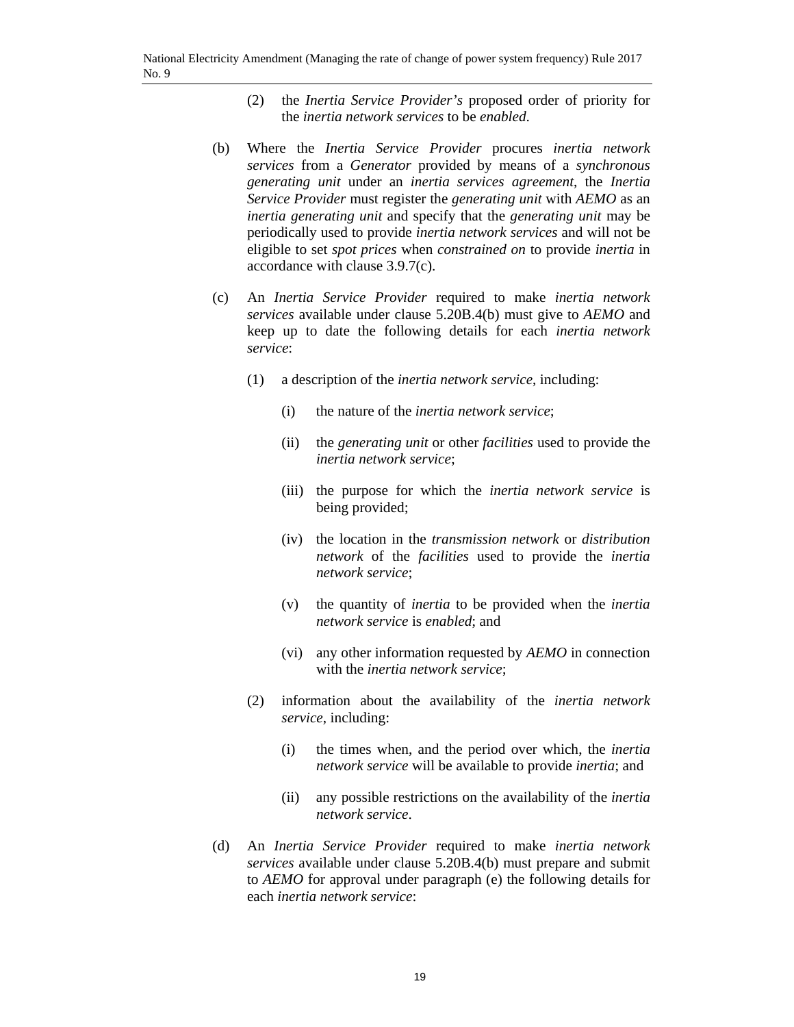(2) the *Inertia Service Provider's* proposed order of priority for the *inertia network services* to be *enabled*.

(b) Where the *Inertia Service Provider* procures *inertia network services* from a *Generator* provided by means of a *synchronous generating unit* under an *inertia services agreement*, the *Inertia Service Provider* must register the *generating unit* with *AEMO* as an *inertia generating unit* and specify that the *generating unit* may be periodically used to provide *inertia network services* and will not be eligible to set *spot prices* when *constrained on* to provide *inertia* in accordance with clause 3.9.7(c).

(c) An *Inertia Service Provider* required to make *inertia network services* available under clause 5.20B.4(b) must give to *AEMO* and keep up to date the following details for each *inertia network service*:

(1) a description of the *inertia network service*, including:

(i) the nature of the *inertia network service*;

(ii) the *generating unit* or other *facilities* used to provide the *inertia network service*;

(iii) the purpose for which the *inertia network service* is being provided;

(iv) the location in the *transmission network* or *distribution network* of the *facilities* used to provide the *inertia network service*;

(v) the quantity of *inertia* to be provided when the *inertia network service* is *enabled*; and

(vi) any other information requested by *AEMO* in connection with the *inertia network service*;

(2) information about the availability of the *inertia network service*, including:

(i) the times when, and the period over which, the *inertia network service* will be available to provide *inertia*; and

(ii) any possible restrictions on the availability of the *inertia network service*.

(d) An *Inertia Service Provider* required to make *inertia network services* available under clause 5.20B.4(b) must prepare and submit to *AEMO* for approval under paragraph (e) the following details for each *inertia network service*: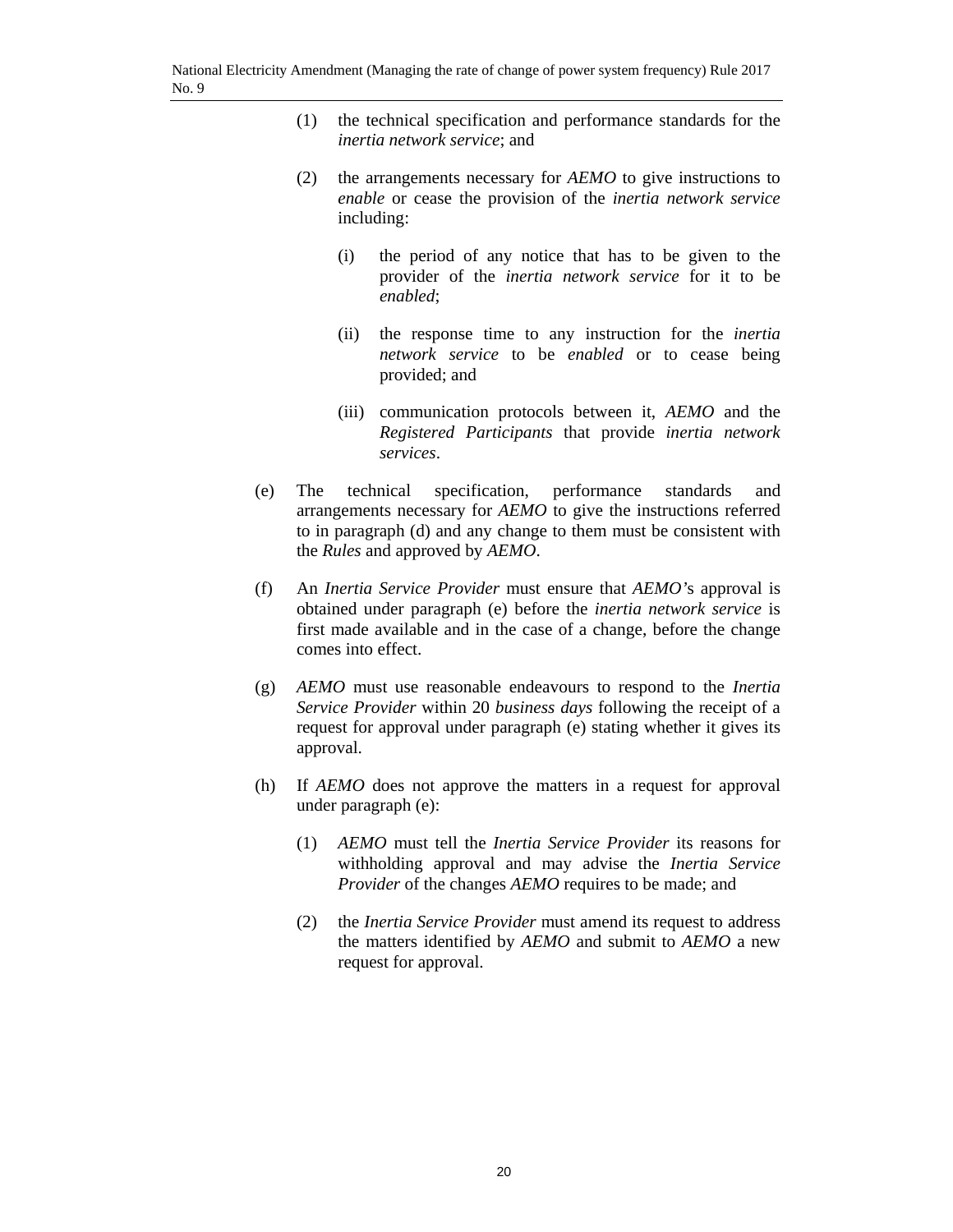(1) the technical specification and performance standards for the *inertia network service*; and

(2) the arrangements necessary for *AEMO* to give instructions to *enable* or cease the provision of the *inertia network service* including:

(i) the period of any notice that has to be given to the provider of the *inertia network service* for it to be *enabled*;

(ii) the response time to any instruction for the *inertia network service* to be *enabled* or to cease being provided; and

(iii) communication protocols between it, *AEMO* and the *Registered Participants* that provide *inertia network services*.

(e) The technical specification, performance standards and arrangements necessary for *AEMO* to give the instructions referred to in paragraph (d) and any change to them must be consistent with the *Rules* and approved by *AEMO*.

(f) An *Inertia Service Provider* must ensure that *AEMO*'s approval is obtained under paragraph (e) before the *inertia network service* is first made available and in the case of a change, before the change comes into effect.

(g) *AEMO* must use reasonable endeavours to respond to the *Inertia Service Provider* within 20 *business days* following the receipt of a request for approval under paragraph (e) stating whether it gives its approval.

(h) If *AEMO* does not approve the matters in a request for approval under paragraph (e):

(1) *AEMO* must tell the *Inertia Service Provider* its reasons for withholding approval and may advise the *Inertia Service Provider* of the changes *AEMO* requires to be made; and

(2) the *Inertia Service Provider* must amend its request to address the matters identified by *AEMO* and submit to *AEMO* a new request for approval.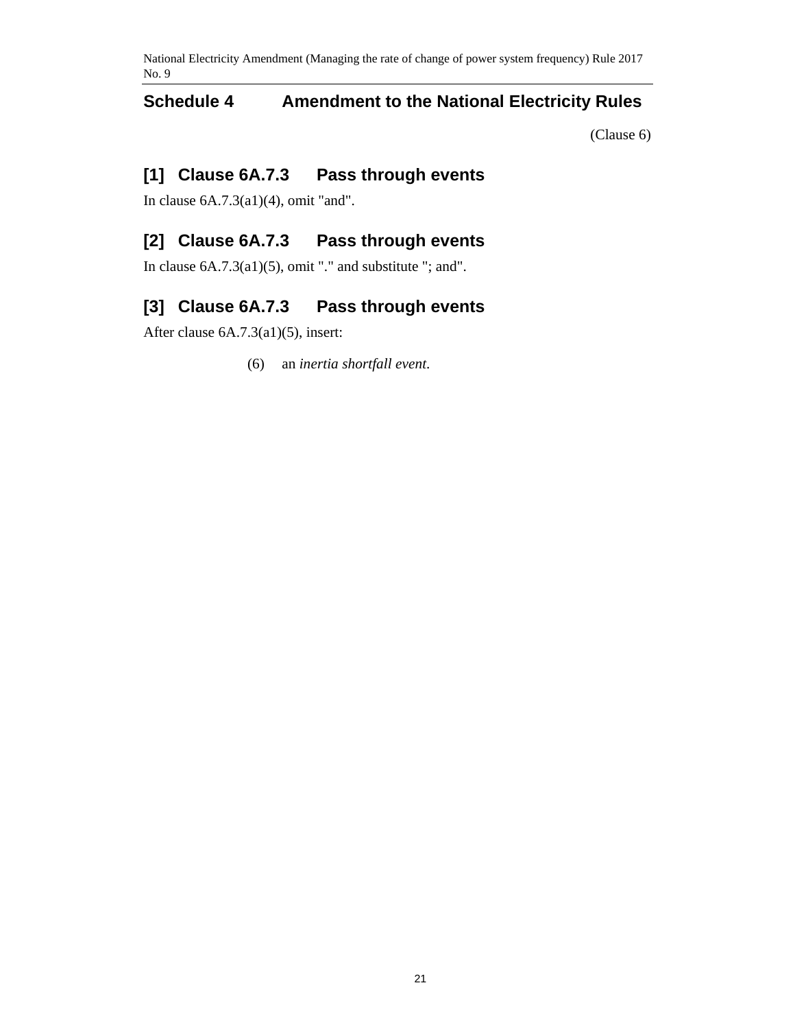## Schedule 4 Amendment to the National Electricity Rules

(Clause 6)

### [1] Clause 6A.7.3 Pass through events

In clause 6A.7.3(a1)(4), omit "and".

### [2] Clause 6A.7.3 Pass through events

In clause 6A.7.3(a1)(5), omit "." and substitute "; and".

### [3] Clause 6A.7.3 Pass through events

After clause 6A.7.3(a1)(5), insert:

(6) an *inertia shortfall event*.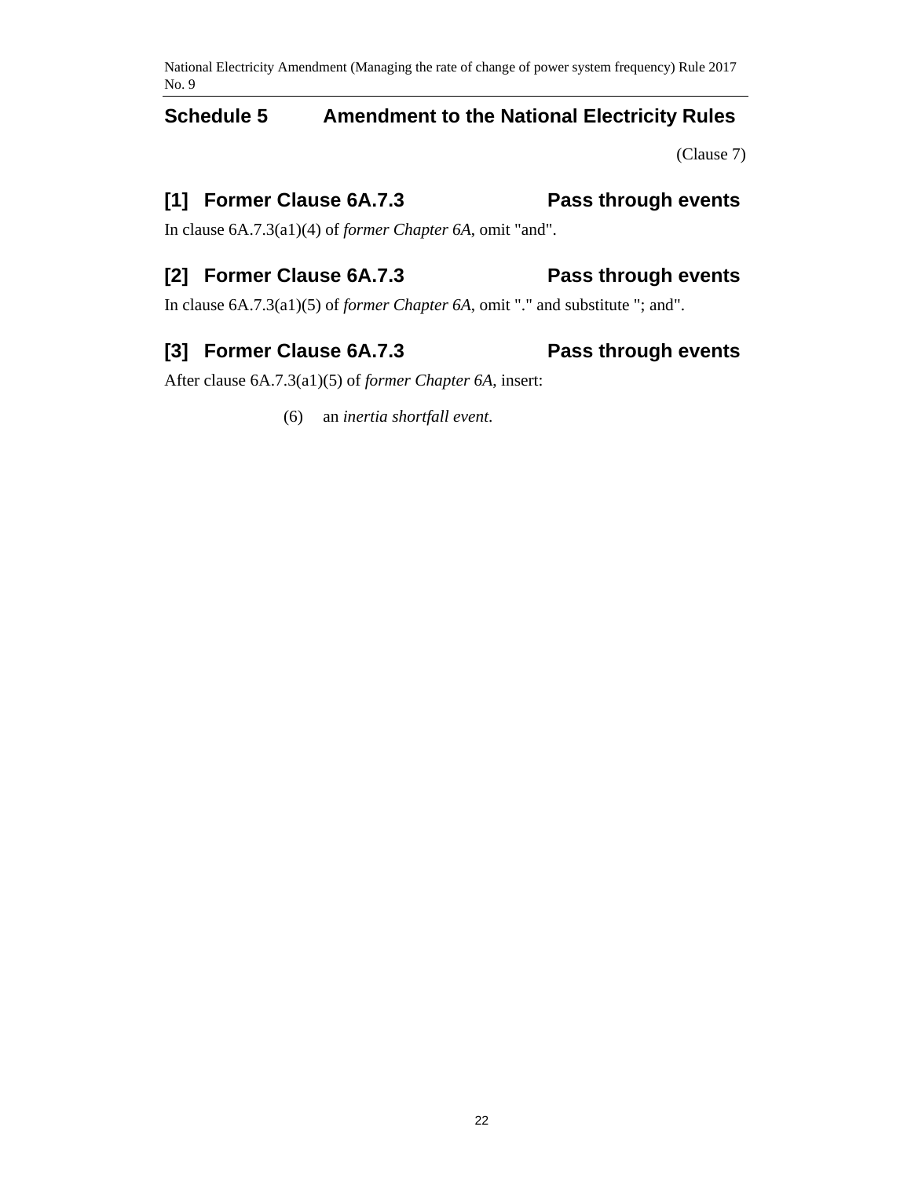## Schedule 5 Amendment to the National Electricity Rules

(Clause 7)

### [1] Former Clause 6A.7.3 Pass through events

In clause 6A.7.3(a1)(4) of *former Chapter 6A*, omit "and".

### [2] Former Clause 6A.7.3 Pass through events

In clause 6A.7.3(a1)(5) of *former Chapter 6A*, omit "." and substitute "; and".

### [3] Former Clause 6A.7.3 Pass through events

After clause 6A.7.3(a1)(5) of *former Chapter 6A*, insert:

(6) an *inertia shortfall event*.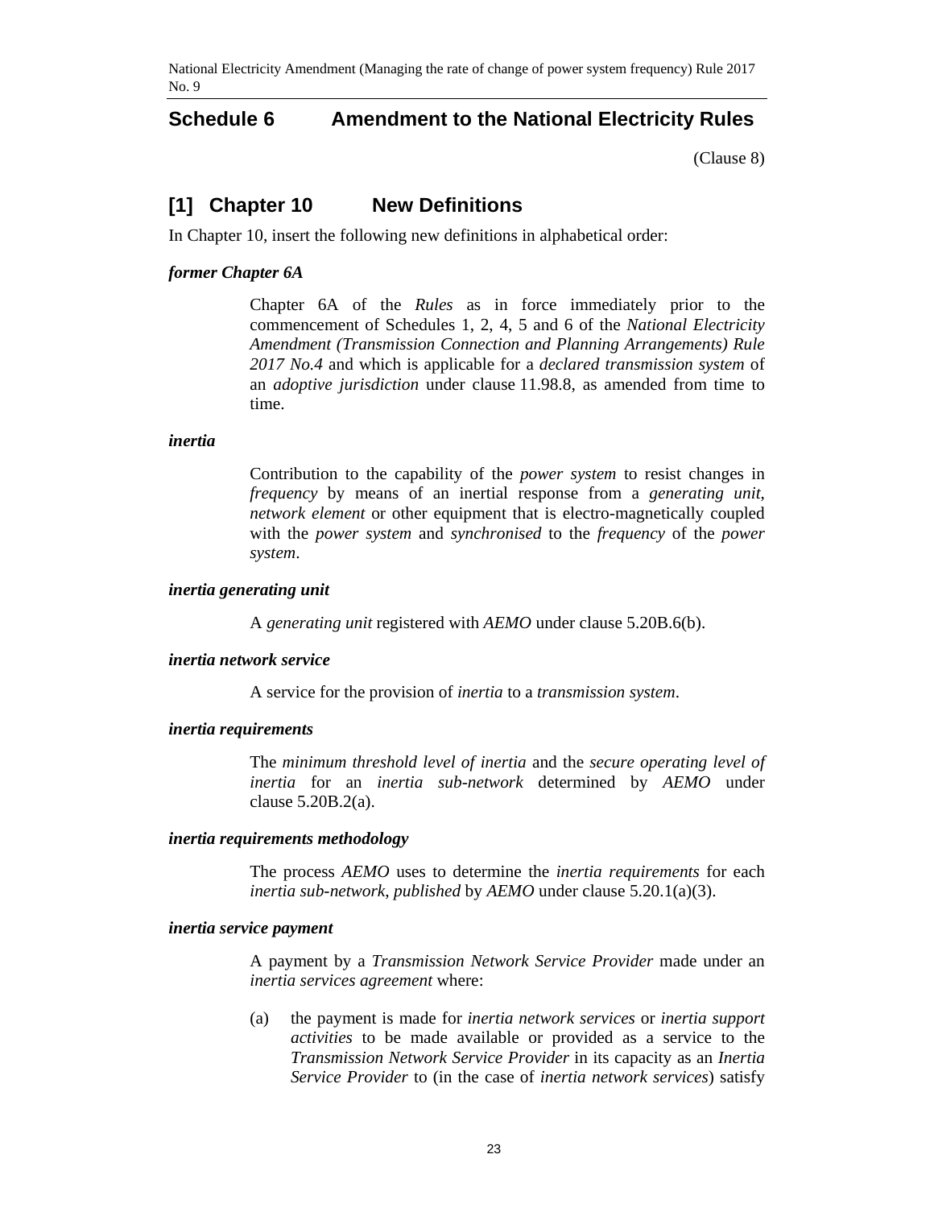## Schedule 6 Amendment to the National Electricity Rules

(Clause 8)

## [1] Chapter 10 New Definitions

In Chapter 10, insert the following new definitions in alphabetical order:

***former Chapter 6A***

Chapter 6A of the *Rules* as in force immediately prior to the commencement of Schedules 1, 2, 4, 5 and 6 of the *National Electricity Amendment (Transmission Connection and Planning Arrangements) Rule 2017 No.4* and which is applicable for a *declared transmission system* of an *adoptive jurisdiction* under clause 11.98.8, as amended from time to time.

***inertia***

Contribution to the capability of the *power system* to resist changes in *frequency* by means of an inertial response from a *generating unit*, *network element* or other equipment that is electro-magnetically coupled with the *power system* and *synchronised* to the *frequency* of the *power system*.

***inertia generating unit***

A *generating unit* registered with *AEMO* under clause 5.20B.6(b).

***inertia network service***

A service for the provision of *inertia* to a *transmission system*.

***inertia requirements***

The *minimum threshold level of inertia* and the *secure operating level of inertia* for an *inertia sub-network* determined by *AEMO* under clause 5.20B.2(a).

***inertia requirements methodology***

The process *AEMO* uses to determine the *inertia requirements* for each *inertia sub-network*, *published* by *AEMO* under clause 5.20.1(a)(3).

***inertia service payment***

A payment by a *Transmission Network Service Provider* made under an *inertia services agreement* where:

(a) the payment is made for *inertia network services* or *inertia support activities* to be made available or provided as a service to the *Transmission Network Service Provider* in its capacity as an *Inertia Service Provider* to (in the case of *inertia network services*) satisfy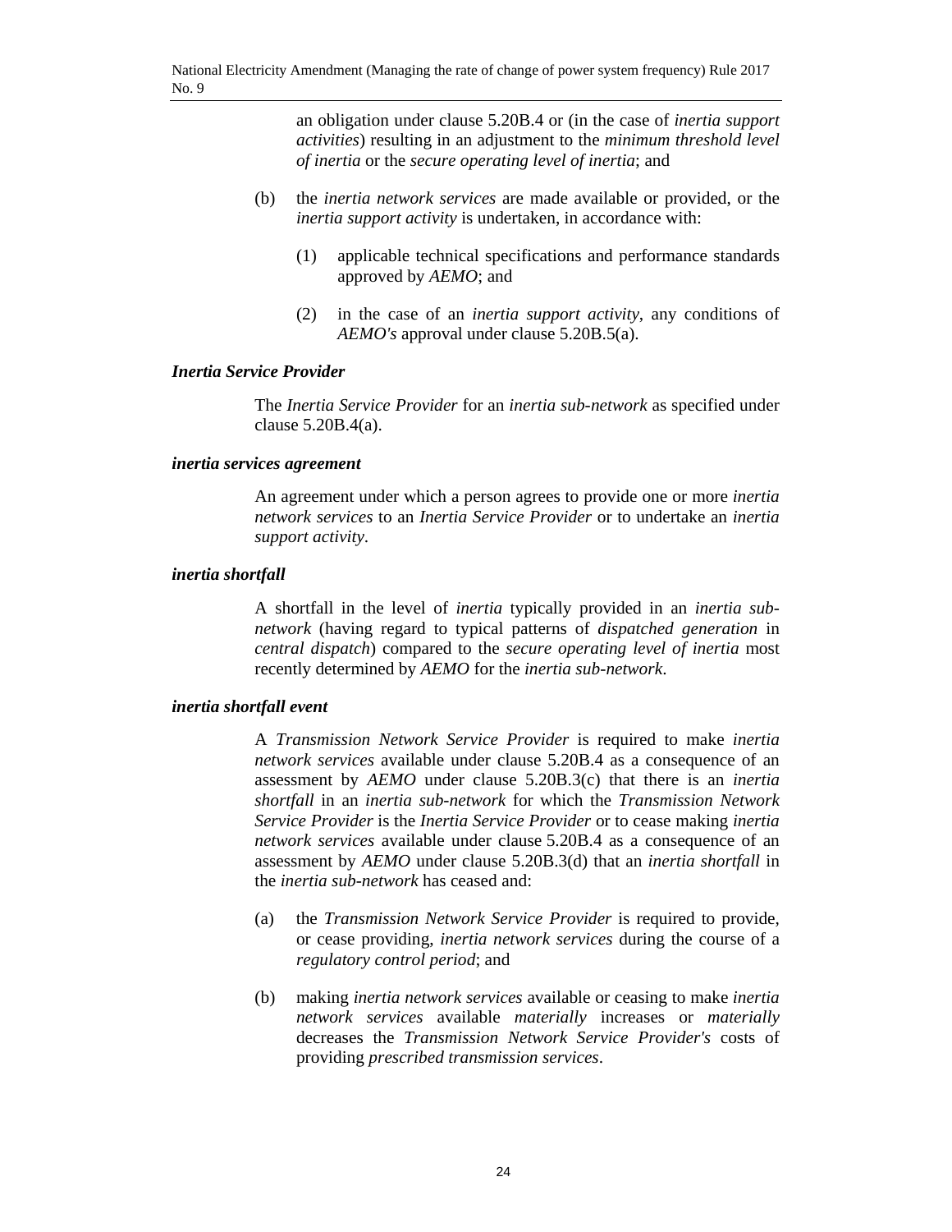an obligation under clause 5.20B.4 or (in the case of *inertia support activities*) resulting in an adjustment to the *minimum threshold level of inertia* or the *secure operating level of inertia*; and

(b) the *inertia network services* are made available or provided, or the *inertia support activity* is undertaken, in accordance with:

  (1) applicable technical specifications and performance standards approved by *AEMO*; and

  (2) in the case of an *inertia support activity*, any conditions of *AEMO's* approval under clause 5.20B.5(a).

***Inertia Service Provider***

The *Inertia Service Provider* for an *inertia sub-network* as specified under clause 5.20B.4(a).

***inertia services agreement***

An agreement under which a person agrees to provide one or more *inertia network services* to an *Inertia Service Provider* or to undertake an *inertia support activity*.

***inertia shortfall***

A shortfall in the level of *inertia* typically provided in an *inertia sub-network* (having regard to typical patterns of *dispatched generation* in *central dispatch*) compared to the *secure operating level of inertia* most recently determined by *AEMO* for the *inertia sub-network*.

***inertia shortfall event***

A *Transmission Network Service Provider* is required to make *inertia network services* available under clause 5.20B.4 as a consequence of an assessment by *AEMO* under clause 5.20B.3(c) that there is an *inertia shortfall* in an *inertia sub-network* for which the *Transmission Network Service Provider* is the *Inertia Service Provider* or to cease making *inertia network services* available under clause 5.20B.4 as a consequence of an assessment by *AEMO* under clause 5.20B.3(d) that an *inertia shortfall* in the *inertia sub-network* has ceased and:

(a) the *Transmission Network Service Provider* is required to provide, or cease providing, *inertia network services* during the course of a *regulatory control period*; and

(b) making *inertia network services* available or ceasing to make *inertia network services* available *materially* increases or *materially* decreases the *Transmission Network Service Provider's* costs of providing *prescribed transmission services*.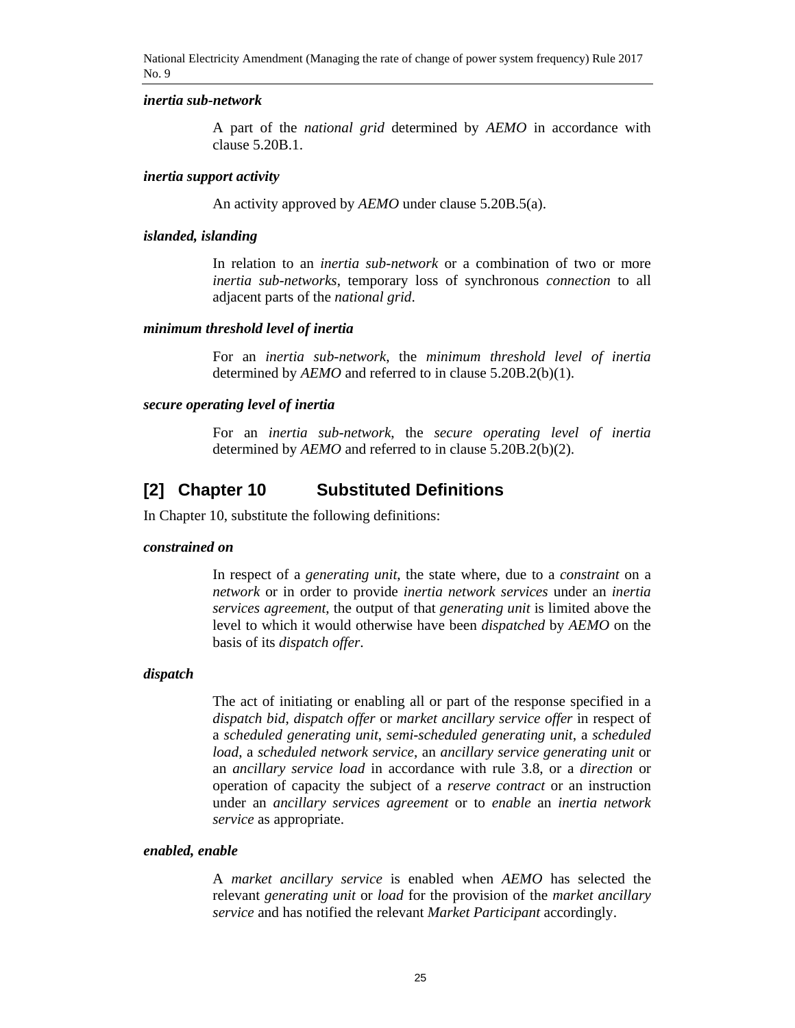***inertia sub-network***

A part of the *national grid* determined by *AEMO* in accordance with clause 5.20B.1.

***inertia support activity***

An activity approved by *AEMO* under clause 5.20B.5(a).

***islanded, islanding***

In relation to an *inertia sub-network* or a combination of two or more *inertia sub-networks*, temporary loss of synchronous *connection* to all adjacent parts of the *national grid*.

***minimum threshold level of inertia***

For an *inertia sub-network*, the *minimum threshold level of inertia* determined by *AEMO* and referred to in clause 5.20B.2(b)(1).

***secure operating level of inertia***

For an *inertia sub-network*, the *secure operating level of inertia* determined by *AEMO* and referred to in clause 5.20B.2(b)(2).

## [2] Chapter 10 Substituted Definitions

In Chapter 10, substitute the following definitions:

***constrained on***

In respect of a *generating unit*, the state where, due to a *constraint* on a *network* or in order to provide *inertia network services* under an *inertia services agreement*, the output of that *generating unit* is limited above the level to which it would otherwise have been *dispatched* by *AEMO* on the basis of its *dispatch offer*.

***dispatch***

The act of initiating or enabling all or part of the response specified in a *dispatch bid*, *dispatch offer* or *market ancillary service offer* in respect of a *scheduled generating unit*, *semi-scheduled generating unit*, a *scheduled load*, a *scheduled network service*, an *ancillary service generating unit* or an *ancillary service load* in accordance with rule 3.8, or a *direction* or operation of capacity the subject of a *reserve contract* or an instruction under an *ancillary services agreement* or to *enable* an *inertia network service* as appropriate.

***enabled, enable***

A *market ancillary service* is enabled when *AEMO* has selected the relevant *generating unit* or *load* for the provision of the *market ancillary service* and has notified the relevant *Market Participant* accordingly.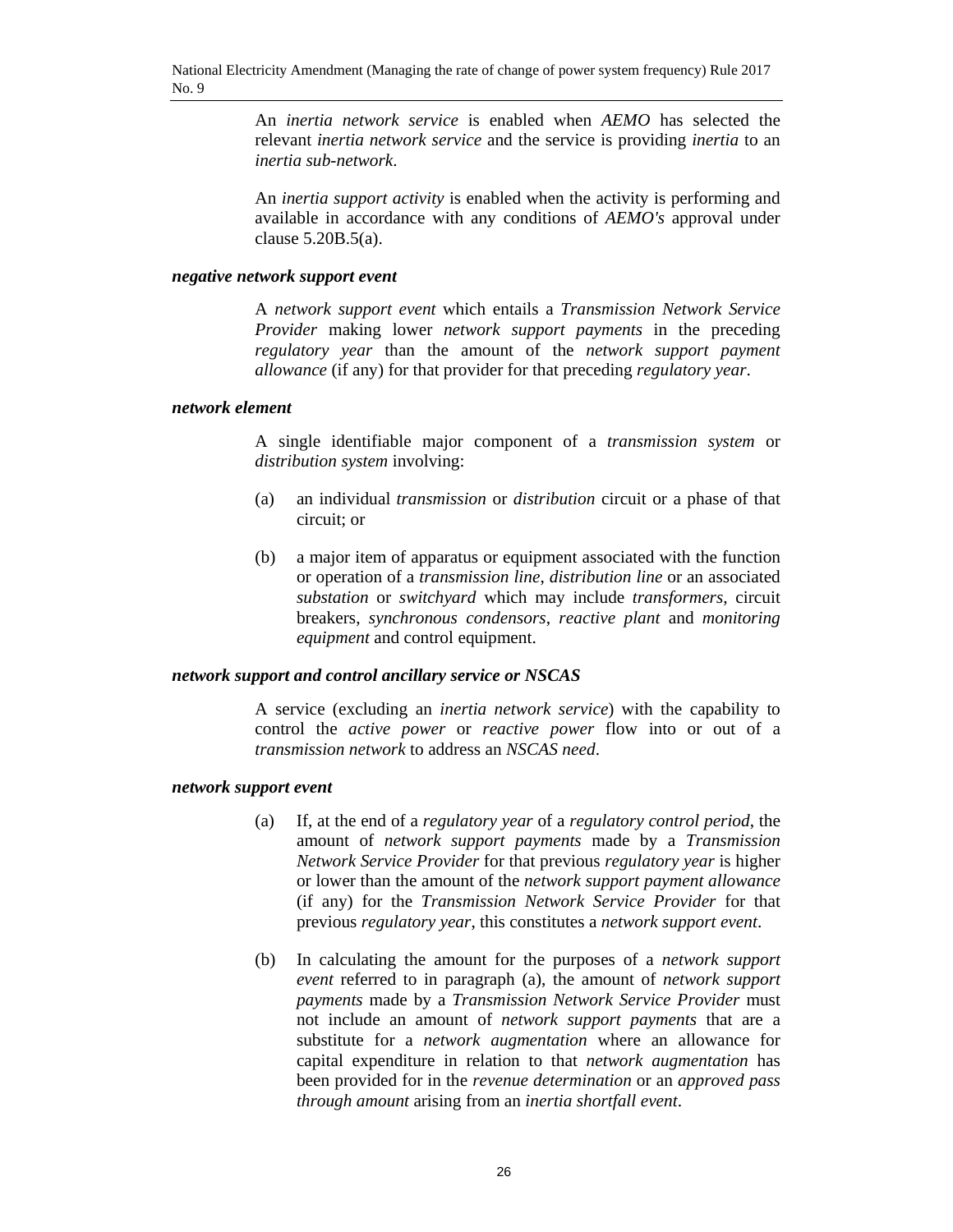An *inertia network service* is enabled when *AEMO* has selected the relevant *inertia network service* and the service is providing *inertia* to an *inertia sub-network*.

An *inertia support activity* is enabled when the activity is performing and available in accordance with any conditions of *AEMO's* approval under clause 5.20B.5(a).

***negative network support event***

A *network support event* which entails a *Transmission Network Service Provider* making lower *network support payments* in the preceding *regulatory year* than the amount of the *network support payment allowance* (if any) for that provider for that preceding *regulatory year*.

***network element***

A single identifiable major component of a *transmission system* or *distribution system* involving:

(a) an individual *transmission* or *distribution* circuit or a phase of that circuit; or

(b) a major item of apparatus or equipment associated with the function or operation of a *transmission line*, *distribution line* or an associated *substation* or *switchyard* which may include *transformers*, circuit breakers, *synchronous condensors*, *reactive plant* and *monitoring equipment* and control equipment.

***network support and control ancillary service or NSCAS***

A service (excluding an *inertia network service*) with the capability to control the *active power* or *reactive power* flow into or out of a *transmission network* to address an *NSCAS need*.

***network support event***

(a) If, at the end of a *regulatory year* of a *regulatory control period*, the amount of *network support payments* made by a *Transmission Network Service Provider* for that previous *regulatory year* is higher or lower than the amount of the *network support payment allowance* (if any) for the *Transmission Network Service Provider* for that previous *regulatory year*, this constitutes a *network support event*.

(b) In calculating the amount for the purposes of a *network support event* referred to in paragraph (a), the amount of *network support payments* made by a *Transmission Network Service Provider* must not include an amount of *network support payments* that are a substitute for a *network augmentation* where an allowance for capital expenditure in relation to that *network augmentation* has been provided for in the *revenue determination* or an *approved pass through amount* arising from an *inertia shortfall event*.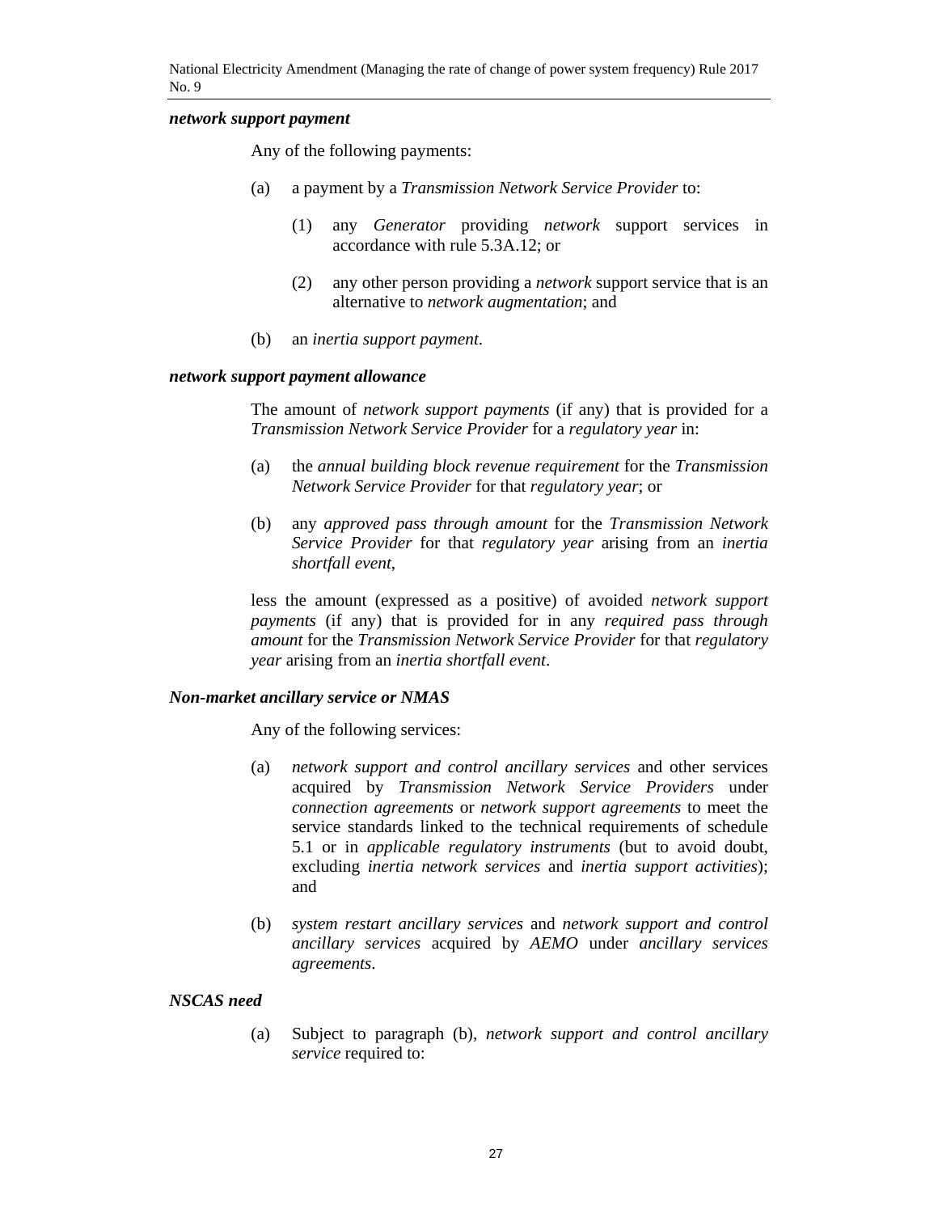***network support payment***

Any of the following payments:

(a) a payment by a *Transmission Network Service Provider* to:

(1) any *Generator* providing *network* support services in accordance with rule 5.3A.12; or

(2) any other person providing a *network* support service that is an alternative to *network augmentation*; and

(b) an *inertia support payment*.

***network support payment allowance***

The amount of *network support payments* (if any) that is provided for a *Transmission Network Service Provider* for a *regulatory year* in:

(a) the *annual building block revenue requirement* for the *Transmission Network Service Provider* for that *regulatory year*; or

(b) any *approved pass through amount* for the *Transmission Network Service Provider* for that *regulatory year* arising from an *inertia shortfall event*,

less the amount (expressed as a positive) of avoided *network support payments* (if any) that is provided for in any *required pass through amount* for the *Transmission Network Service Provider* for that *regulatory year* arising from an *inertia shortfall event*.

***Non-market ancillary service or NMAS***

Any of the following services:

(a) *network support and control ancillary services* and other services acquired by *Transmission Network Service Providers* under *connection agreements* or *network support agreements* to meet the service standards linked to the technical requirements of schedule 5.1 or in *applicable regulatory instruments* (but to avoid doubt, excluding *inertia network services* and *inertia support activities*); and

(b) *system restart ancillary services* and *network support and control ancillary services* acquired by *AEMO* under *ancillary services agreements*.

***NSCAS need***

(a) Subject to paragraph (b), *network support and control ancillary service* required to: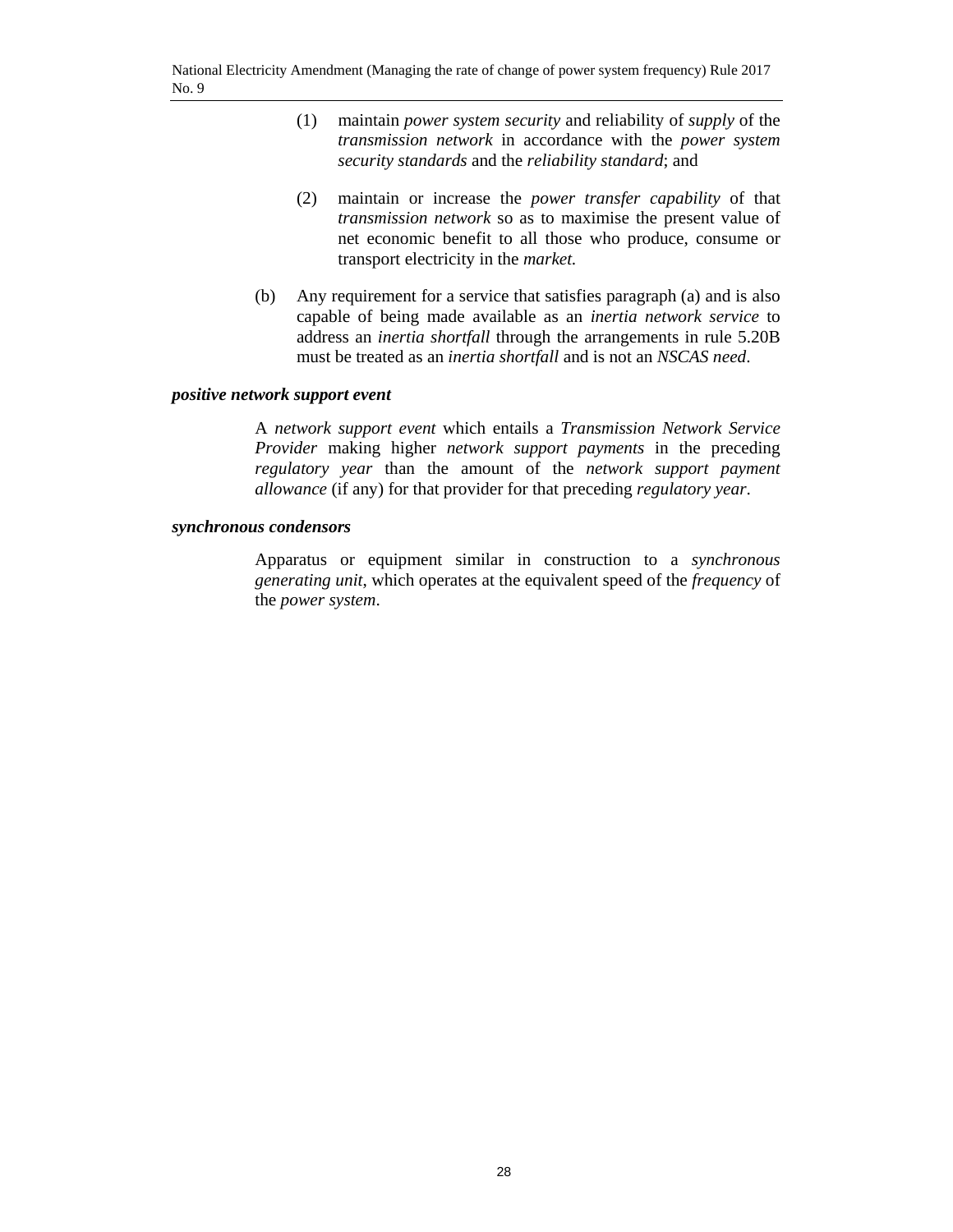(1) maintain *power system security* and reliability of *supply* of the *transmission network* in accordance with the *power system security standards* and the *reliability standard*; and

(2) maintain or increase the *power transfer capability* of that *transmission network* so as to maximise the present value of net economic benefit to all those who produce, consume or transport electricity in the *market.*

(b) Any requirement for a service that satisfies paragraph (a) and is also capable of being made available as an *inertia network service* to address an *inertia shortfall* through the arrangements in rule 5.20B must be treated as an *inertia shortfall* and is not an *NSCAS need*.

***positive network support event***

A *network support event* which entails a *Transmission Network Service Provider* making higher *network support payments* in the preceding *regulatory year* than the amount of the *network support payment allowance* (if any) for that provider for that preceding *regulatory year*.

***synchronous condensors***

Apparatus or equipment similar in construction to a *synchronous generating unit*, which operates at the equivalent speed of the *frequency* of the *power system*.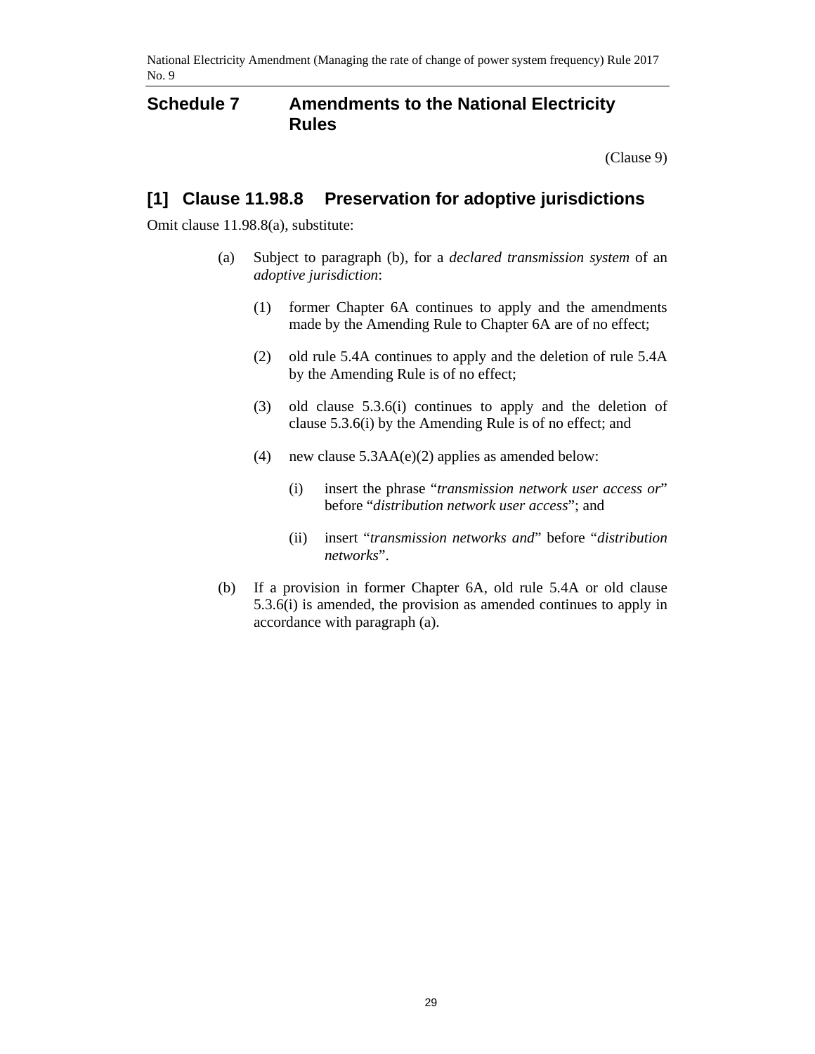## Schedule 7 Amendments to the National Electricity Rules

(Clause 9)

### [1] Clause 11.98.8 Preservation for adoptive jurisdictions

Omit clause 11.98.8(a), substitute:

(a) Subject to paragraph (b), for a *declared transmission system* of an *adoptive jurisdiction*:

  (1) former Chapter 6A continues to apply and the amendments made by the Amending Rule to Chapter 6A are of no effect;

  (2) old rule 5.4A continues to apply and the deletion of rule 5.4A by the Amending Rule is of no effect;

  (3) old clause 5.3.6(i) continues to apply and the deletion of clause 5.3.6(i) by the Amending Rule is of no effect; and

  (4) new clause 5.3AA(e)(2) applies as amended below:

    (i) insert the phrase "*transmission network user access or*" before "*distribution network user access*"; and

    (ii) insert "*transmission networks and*" before "*distribution networks*".

(b) If a provision in former Chapter 6A, old rule 5.4A or old clause 5.3.6(i) is amended, the provision as amended continues to apply in accordance with paragraph (a).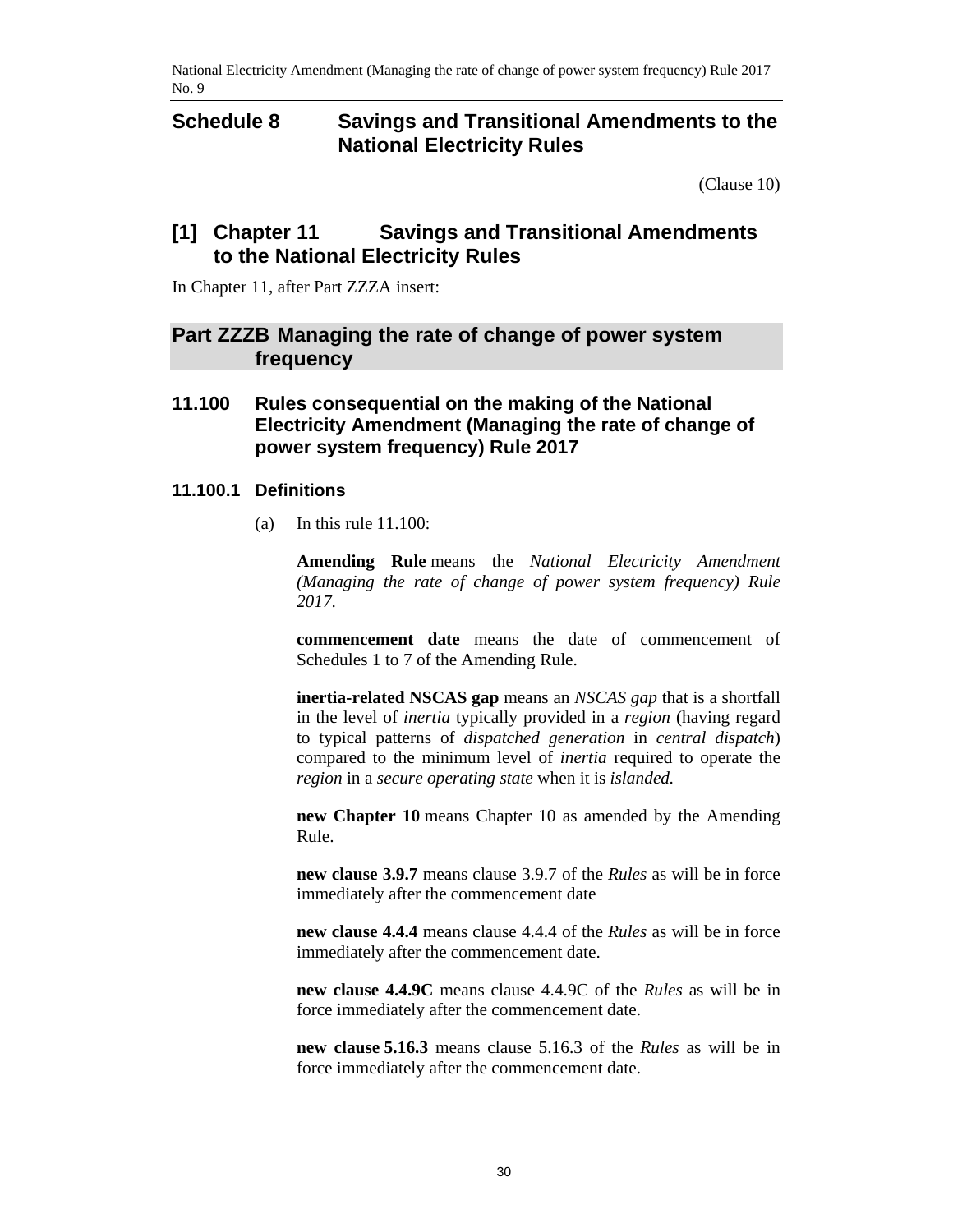# Schedule 8 Savings and Transitional Amendments to the National Electricity Rules

(Clause 10)

## [1] Chapter 11 Savings and Transitional Amendments to the National Electricity Rules

In Chapter 11, after Part ZZZA insert:

## Part ZZZB Managing the rate of change of power system frequency

### 11.100 Rules consequential on the making of the National Electricity Amendment (Managing the rate of change of power system frequency) Rule 2017

#### 11.100.1 Definitions

(a) In this rule 11.100:

**Amending Rule** means the *National Electricity Amendment (Managing the rate of change of power system frequency) Rule 2017*.

**commencement date** means the date of commencement of Schedules 1 to 7 of the Amending Rule.

**inertia-related NSCAS gap** means an *NSCAS gap* that is a shortfall in the level of *inertia* typically provided in a *region* (having regard to typical patterns of *dispatched generation* in *central dispatch*) compared to the minimum level of *inertia* required to operate the *region* in a *secure operating state* when it is *islanded.*

**new Chapter 10** means Chapter 10 as amended by the Amending Rule.

**new clause 3.9.7** means clause 3.9.7 of the *Rules* as will be in force immediately after the commencement date

**new clause 4.4.4** means clause 4.4.4 of the *Rules* as will be in force immediately after the commencement date.

**new clause 4.4.9C** means clause 4.4.9C of the *Rules* as will be in force immediately after the commencement date.

**new clause 5.16.3** means clause 5.16.3 of the *Rules* as will be in force immediately after the commencement date.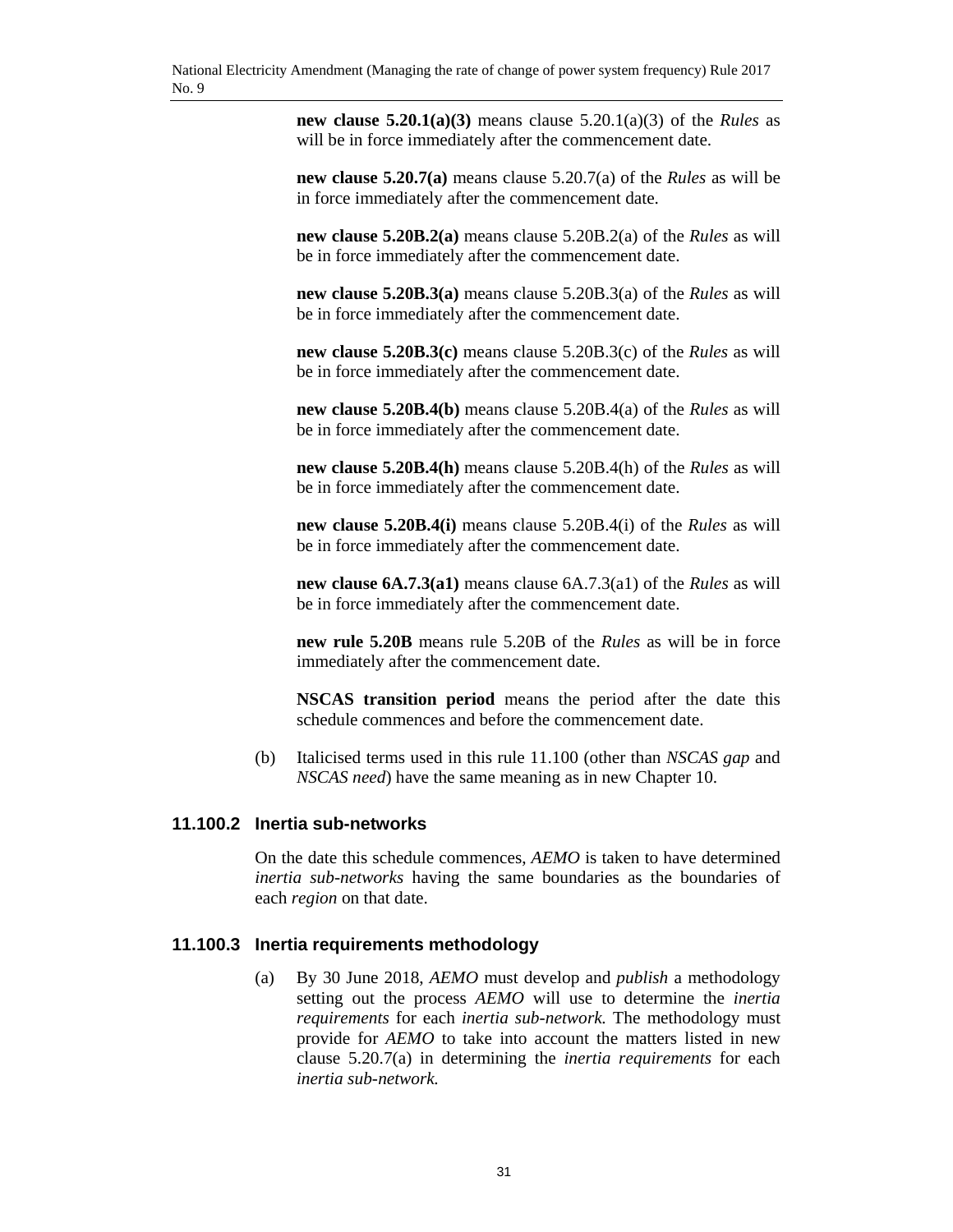**new clause 5.20.1(a)(3)** means clause 5.20.1(a)(3) of the *Rules* as will be in force immediately after the commencement date.

**new clause 5.20.7(a)** means clause 5.20.7(a) of the *Rules* as will be in force immediately after the commencement date.

**new clause 5.20B.2(a)** means clause 5.20B.2(a) of the *Rules* as will be in force immediately after the commencement date.

**new clause 5.20B.3(a)** means clause 5.20B.3(a) of the *Rules* as will be in force immediately after the commencement date.

**new clause 5.20B.3(c)** means clause 5.20B.3(c) of the *Rules* as will be in force immediately after the commencement date.

**new clause 5.20B.4(b)** means clause 5.20B.4(a) of the *Rules* as will be in force immediately after the commencement date.

**new clause 5.20B.4(h)** means clause 5.20B.4(h) of the *Rules* as will be in force immediately after the commencement date.

**new clause 5.20B.4(i)** means clause 5.20B.4(i) of the *Rules* as will be in force immediately after the commencement date.

**new clause 6A.7.3(a1)** means clause 6A.7.3(a1) of the *Rules* as will be in force immediately after the commencement date.

**new rule 5.20B** means rule 5.20B of the *Rules* as will be in force immediately after the commencement date.

**NSCAS transition period** means the period after the date this schedule commences and before the commencement date.

(b) Italicised terms used in this rule 11.100 (other than *NSCAS gap* and *NSCAS need*) have the same meaning as in new Chapter 10.

### 11.100.2 Inertia sub-networks

On the date this schedule commences, *AEMO* is taken to have determined *inertia sub-networks* having the same boundaries as the boundaries of each *region* on that date.

### 11.100.3 Inertia requirements methodology

(a) By 30 June 2018, *AEMO* must develop and *publish* a methodology setting out the process *AEMO* will use to determine the *inertia requirements* for each *inertia sub-network.* The methodology must provide for *AEMO* to take into account the matters listed in new clause 5.20.7(a) in determining the *inertia requirements* for each *inertia sub-network.*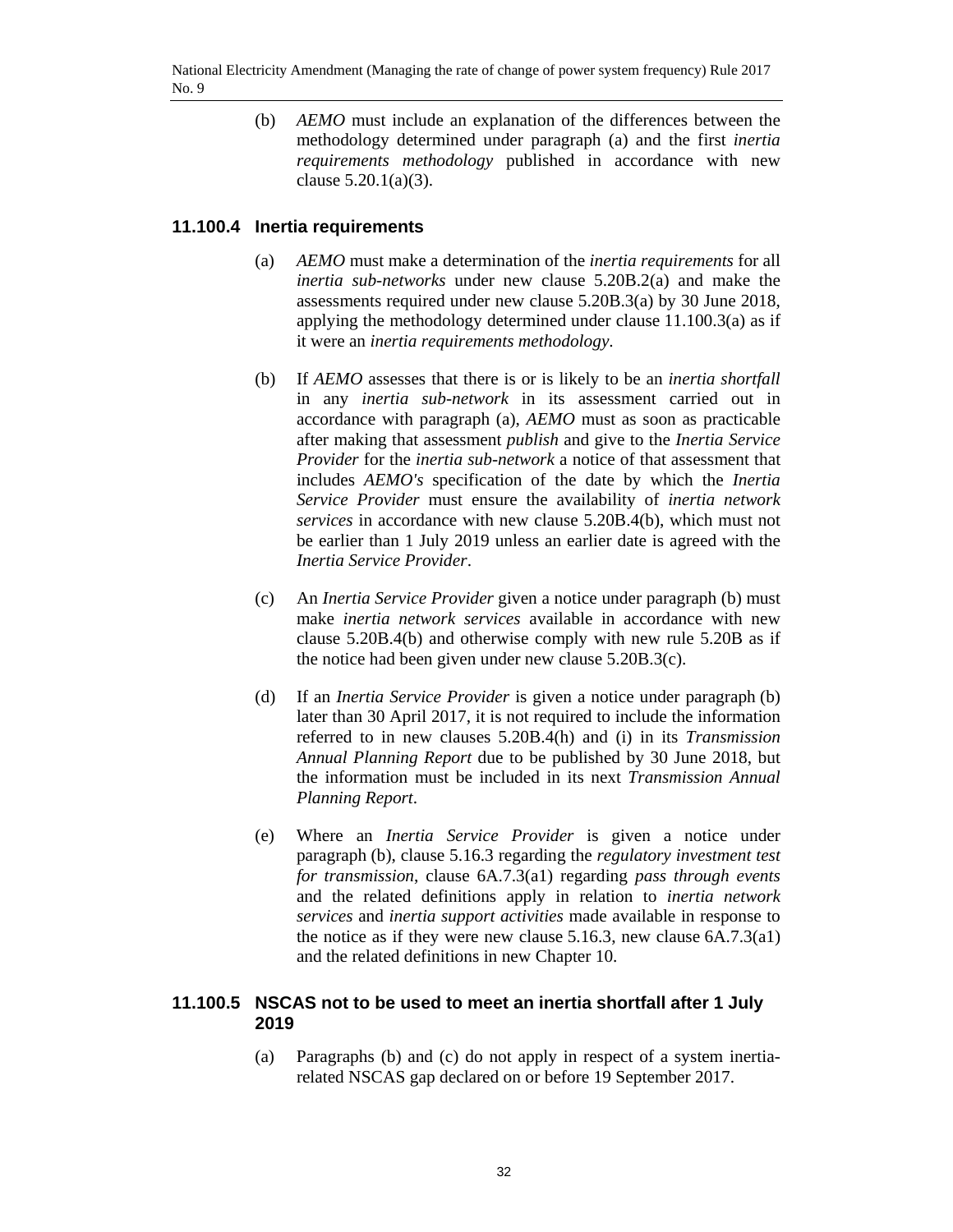(b) *AEMO* must include an explanation of the differences between the methodology determined under paragraph (a) and the first *inertia requirements methodology* published in accordance with new clause 5.20.1(a)(3).

### 11.100.4 Inertia requirements

(a) *AEMO* must make a determination of the *inertia requirements* for all *inertia sub-networks* under new clause 5.20B.2(a) and make the assessments required under new clause 5.20B.3(a) by 30 June 2018, applying the methodology determined under clause 11.100.3(a) as if it were an *inertia requirements methodology*.

(b) If *AEMO* assesses that there is or is likely to be an *inertia shortfall* in any *inertia sub-network* in its assessment carried out in accordance with paragraph (a), *AEMO* must as soon as practicable after making that assessment *publish* and give to the *Inertia Service Provider* for the *inertia sub-network* a notice of that assessment that includes *AEMO's* specification of the date by which the *Inertia Service Provider* must ensure the availability of *inertia network services* in accordance with new clause 5.20B.4(b), which must not be earlier than 1 July 2019 unless an earlier date is agreed with the *Inertia Service Provider*.

(c) An *Inertia Service Provider* given a notice under paragraph (b) must make *inertia network services* available in accordance with new clause 5.20B.4(b) and otherwise comply with new rule 5.20B as if the notice had been given under new clause 5.20B.3(c).

(d) If an *Inertia Service Provider* is given a notice under paragraph (b) later than 30 April 2017, it is not required to include the information referred to in new clauses 5.20B.4(h) and (i) in its *Transmission Annual Planning Report* due to be published by 30 June 2018, but the information must be included in its next *Transmission Annual Planning Report*.

(e) Where an *Inertia Service Provider* is given a notice under paragraph (b), clause 5.16.3 regarding the *regulatory investment test for transmission*, clause 6A.7.3(a1) regarding *pass through events* and the related definitions apply in relation to *inertia network services* and *inertia support activities* made available in response to the notice as if they were new clause 5.16.3, new clause 6A.7.3(a1) and the related definitions in new Chapter 10.

### 11.100.5 NSCAS not to be used to meet an inertia shortfall after 1 July 2019

(a) Paragraphs (b) and (c) do not apply in respect of a system inertia-related NSCAS gap declared on or before 19 September 2017.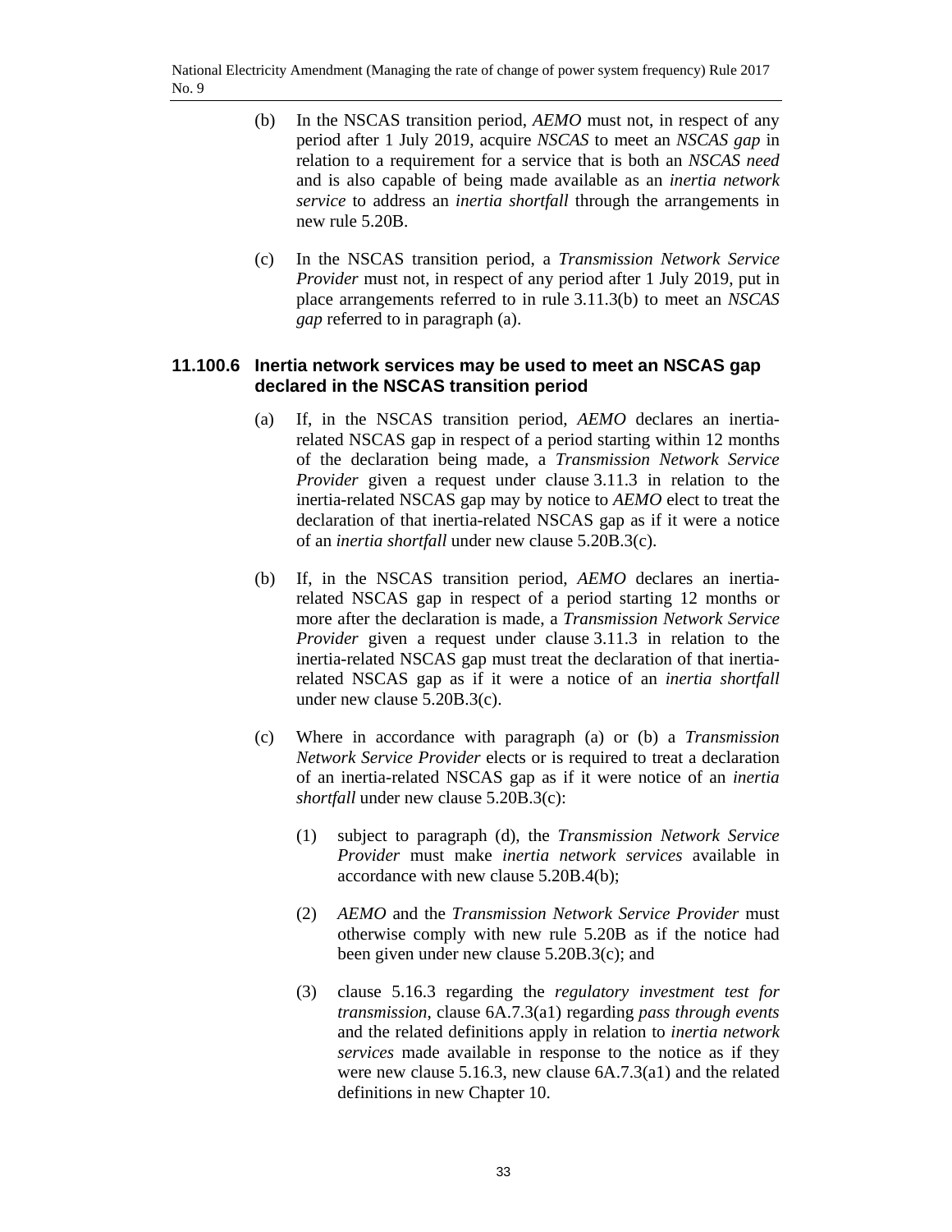(b) In the NSCAS transition period, *AEMO* must not, in respect of any period after 1 July 2019, acquire *NSCAS* to meet an *NSCAS gap* in relation to a requirement for a service that is both an *NSCAS need* and is also capable of being made available as an *inertia network service* to address an *inertia shortfall* through the arrangements in new rule 5.20B.

(c) In the NSCAS transition period, a *Transmission Network Service Provider* must not, in respect of any period after 1 July 2019, put in place arrangements referred to in rule 3.11.3(b) to meet an *NSCAS gap* referred to in paragraph (a).

### 11.100.6 Inertia network services may be used to meet an NSCAS gap declared in the NSCAS transition period

(a) If, in the NSCAS transition period, *AEMO* declares an inertia-related NSCAS gap in respect of a period starting within 12 months of the declaration being made, a *Transmission Network Service Provider* given a request under clause 3.11.3 in relation to the inertia-related NSCAS gap may by notice to *AEMO* elect to treat the declaration of that inertia-related NSCAS gap as if it were a notice of an *inertia shortfall* under new clause 5.20B.3(c).

(b) If, in the NSCAS transition period, *AEMO* declares an inertia-related NSCAS gap in respect of a period starting 12 months or more after the declaration is made, a *Transmission Network Service Provider* given a request under clause 3.11.3 in relation to the inertia-related NSCAS gap must treat the declaration of that inertia-related NSCAS gap as if it were a notice of an *inertia shortfall* under new clause 5.20B.3(c).

(c) Where in accordance with paragraph (a) or (b) a *Transmission Network Service Provider* elects or is required to treat a declaration of an inertia-related NSCAS gap as if it were notice of an *inertia shortfall* under new clause 5.20B.3(c):

   (1) subject to paragraph (d), the *Transmission Network Service Provider* must make *inertia network services* available in accordance with new clause 5.20B.4(b);

   (2) *AEMO* and the *Transmission Network Service Provider* must otherwise comply with new rule 5.20B as if the notice had been given under new clause 5.20B.3(c); and

   (3) clause 5.16.3 regarding the *regulatory investment test for transmission*, clause 6A.7.3(a1) regarding *pass through events* and the related definitions apply in relation to *inertia network services* made available in response to the notice as if they were new clause 5.16.3, new clause 6A.7.3(a1) and the related definitions in new Chapter 10.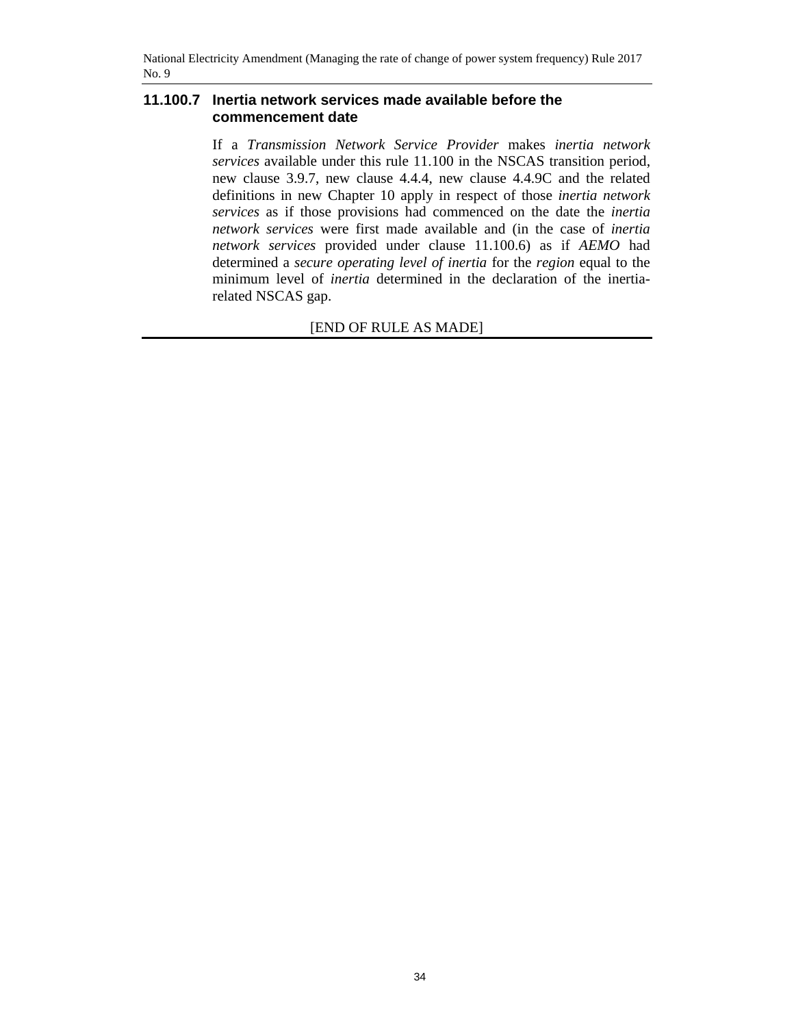### 11.100.7 Inertia network services made available before the commencement date

If a *Transmission Network Service Provider* makes *inertia network services* available under this rule 11.100 in the NSCAS transition period, new clause 3.9.7, new clause 4.4.4, new clause 4.4.9C and the related definitions in new Chapter 10 apply in respect of those *inertia network services* as if those provisions had commenced on the date the *inertia network services* were first made available and (in the case of *inertia network services* provided under clause 11.100.6) as if *AEMO* had determined a *secure operating level of inertia* for the *region* equal to the minimum level of *inertia* determined in the declaration of the inertia-related NSCAS gap.

[END OF RULE AS MADE]